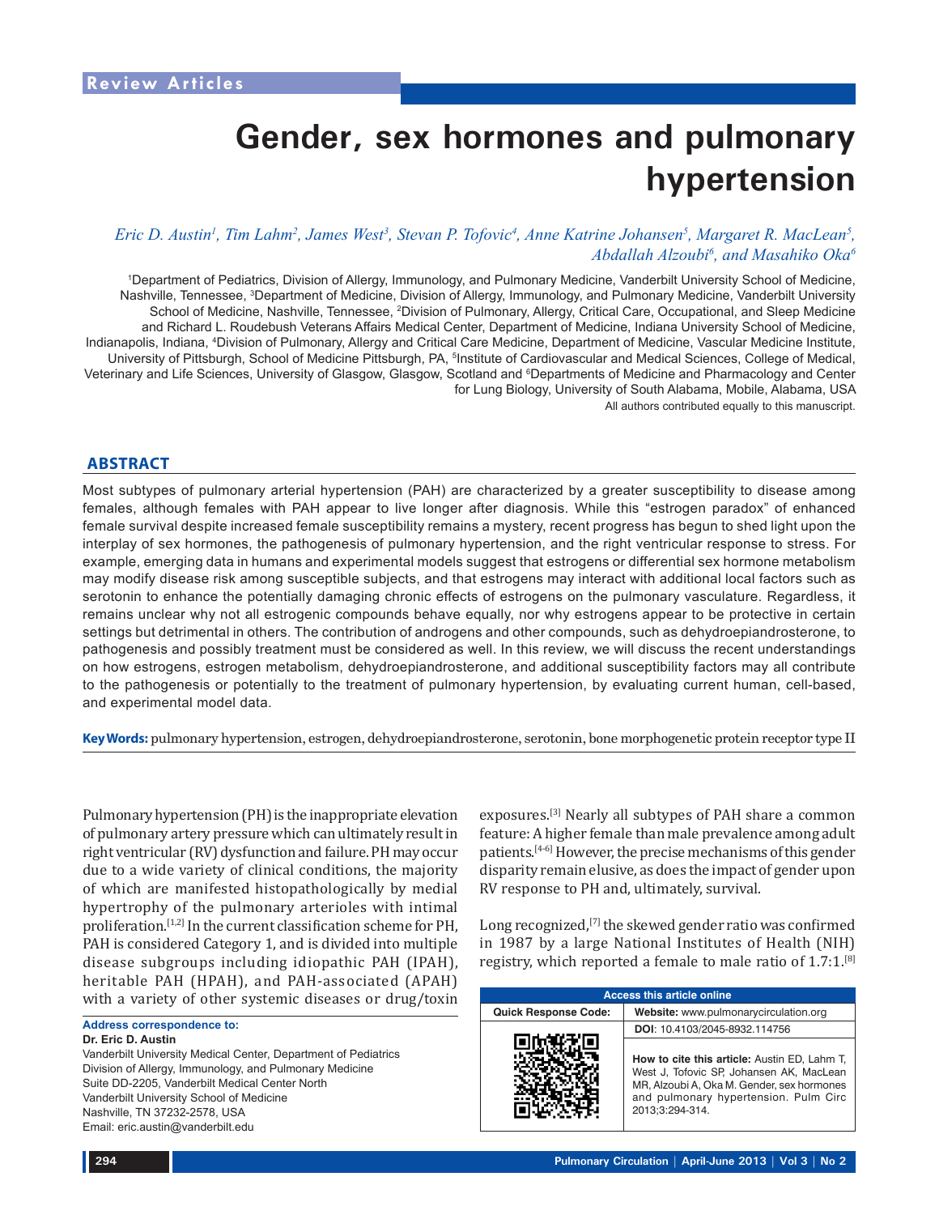Review Articles

# Gender, sex hormones and pulmonary hypertension

*Eric D. Austin[1], Tim Lahm[2], James West[3], Stevan P. Tofovic[4], Anne Katrine Johansen[5], Margaret R. MacLean[5], Abdallah Alzoubi[6], and Masahiko Oka[6]*

[1]Department of Pediatrics, Division of Allergy, Immunology, and Pulmonary Medicine, Vanderbilt University School of Medicine, Nashville, Tennessee, [3]Department of Medicine, Division of Allergy, Immunology, and Pulmonary Medicine, Vanderbilt University School of Medicine, Nashville, Tennessee, [2]Division of Pulmonary, Allergy, Critical Care, Occupational, and Sleep Medicine and Richard L. Roudebush Veterans Affairs Medical Center, Department of Medicine, Indiana University School of Medicine, Indianapolis, Indiana, [4]Division of Pulmonary, Allergy and Critical Care Medicine, Department of Medicine, Vascular Medicine Institute, University of Pittsburgh, School of Medicine Pittsburgh, PA, [5]Institute of Cardiovascular and Medical Sciences, College of Medical, Veterinary and Life Sciences, University of Glasgow, Glasgow, Scotland and [6]Departments of Medicine and Pharmacology and Center for Lung Biology, University of South Alabama, Mobile, Alabama, USA

All authors contributed equally to this manuscript.

## ABSTRACT

Most subtypes of pulmonary arterial hypertension (PAH) are characterized by a greater susceptibility to disease among females, although females with PAH appear to live longer after diagnosis. While this "estrogen paradox" of enhanced female survival despite increased female susceptibility remains a mystery, recent progress has begun to shed light upon the interplay of sex hormones, the pathogenesis of pulmonary hypertension, and the right ventricular response to stress. For example, emerging data in humans and experimental models suggest that estrogens or differential sex hormone metabolism may modify disease risk among susceptible subjects, and that estrogens may interact with additional local factors such as serotonin to enhance the potentially damaging chronic effects of estrogens on the pulmonary vasculature. Regardless, it remains unclear why not all estrogenic compounds behave equally, nor why estrogens appear to be protective in certain settings but detrimental in others. The contribution of androgens and other compounds, such as dehydroepiandrosterone, to pathogenesis and possibly treatment must be considered as well. In this review, we will discuss the recent understandings on how estrogens, estrogen metabolism, dehydroepiandrosterone, and additional susceptibility factors may all contribute to the pathogenesis or potentially to the treatment of pulmonary hypertension, by evaluating current human, cell-based, and experimental model data.

**Key Words:** pulmonary hypertension, estrogen, dehydroepiandrosterone, serotonin, bone morphogenetic protein receptor type II

Pulmonary hypertension (PH) is the inappropriate elevation of pulmonary artery pressure which can ultimately result in right ventricular (RV) dysfunction and failure. PH may occur due to a wide variety of clinical conditions, the majority of which are manifested histopathologically by medial hypertrophy of the pulmonary arterioles with intimal proliferation.[1,2] In the current classification scheme for PH, PAH is considered Category 1, and is divided into multiple disease subgroups including idiopathic PAH (IPAH), heritable PAH (HPAH), and PAH-associated (APAH) with a variety of other systemic diseases or drug/toxin exposures.[3] Nearly all subtypes of PAH share a common feature: A higher female than male prevalence among adult patients.[4-6] However, the precise mechanisms of this gender disparity remain elusive, as does the impact of gender upon RV response to PH and, ultimately, survival.

Long recognized,[7] the skewed gender ratio was confirmed in 1987 by a large National Institutes of Health (NIH) registry, which reported a female to male ratio of 1.7:1.[8]

**Address correspondence to:**
**Dr. Eric D. Austin**
Vanderbilt University Medical Center, Department of Pediatrics
Division of Allergy, Immunology, and Pulmonary Medicine
Suite DD-2205, Vanderbilt Medical Center North
Vanderbilt University School of Medicine
Nashville, TN 37232-2578, USA
Email: eric.austin@vanderbilt.edu

| Access this article online | |
|---|---|
| Quick Response Code: | Website: www.pulmonarycirculation.org |
| | DOI: 10.4103/2045-8932.114756 |
| | How to cite this article: Austin ED, Lahm T, West J, Tofovic SP, Johansen AK, MacLean MR, Alzoubi A, Oka M. Gender, sex hormones and pulmonary hypertension. Pulm Circ 2013;3:294-314. |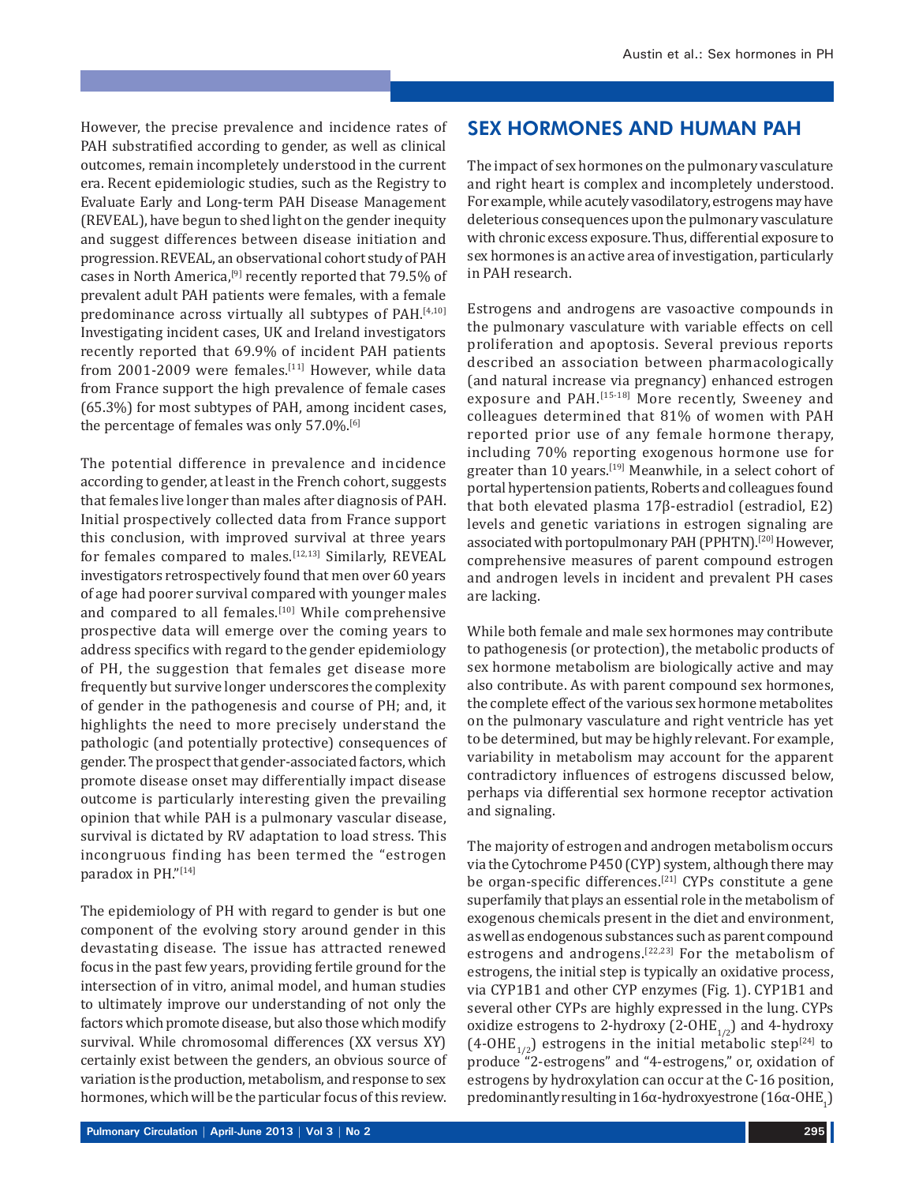However, the precise prevalence and incidence rates of PAH substratified according to gender, as well as clinical outcomes, remain incompletely understood in the current era. Recent epidemiologic studies, such as the Registry to Evaluate Early and Long-term PAH Disease Management (REVEAL), have begun to shed light on the gender inequity and suggest differences between disease initiation and progression. REVEAL, an observational cohort study of PAH cases in North America,[9] recently reported that 79.5% of prevalent adult PAH patients were females, with a female predominance across virtually all subtypes of PAH.[4,10] Investigating incident cases, UK and Ireland investigators recently reported that 69.9% of incident PAH patients from 2001-2009 were females.[11] However, while data from France support the high prevalence of female cases (65.3%) for most subtypes of PAH, among incident cases, the percentage of females was only 57.0%.[6]

The potential difference in prevalence and incidence according to gender, at least in the French cohort, suggests that females live longer than males after diagnosis of PAH. Initial prospectively collected data from France support this conclusion, with improved survival at three years for females compared to males.[12,13] Similarly, REVEAL investigators retrospectively found that men over 60 years of age had poorer survival compared with younger males and compared to all females.[10] While comprehensive prospective data will emerge over the coming years to address specifics with regard to the gender epidemiology of PH, the suggestion that females get disease more frequently but survive longer underscores the complexity of gender in the pathogenesis and course of PH; and, it highlights the need to more precisely understand the pathologic (and potentially protective) consequences of gender. The prospect that gender-associated factors, which promote disease onset may differentially impact disease outcome is particularly interesting given the prevailing opinion that while PAH is a pulmonary vascular disease, survival is dictated by RV adaptation to load stress. This incongruous finding has been termed the "estrogen paradox in PH."[14]

The epidemiology of PH with regard to gender is but one component of the evolving story around gender in this devastating disease. The issue has attracted renewed focus in the past few years, providing fertile ground for the intersection of in vitro, animal model, and human studies to ultimately improve our understanding of not only the factors which promote disease, but also those which modify survival. While chromosomal differences (XX versus XY) certainly exist between the genders, an obvious source of variation is the production, metabolism, and response to sex hormones, which will be the particular focus of this review.

## SEX HORMONES AND HUMAN PAH

The impact of sex hormones on the pulmonary vasculature and right heart is complex and incompletely understood. For example, while acutely vasodilatory, estrogens may have deleterious consequences upon the pulmonary vasculature with chronic excess exposure. Thus, differential exposure to sex hormones is an active area of investigation, particularly in PAH research.

Estrogens and androgens are vasoactive compounds in the pulmonary vasculature with variable effects on cell proliferation and apoptosis. Several previous reports described an association between pharmacologically (and natural increase via pregnancy) enhanced estrogen exposure and PAH.[15-18] More recently, Sweeney and colleagues determined that 81% of women with PAH reported prior use of any female hormone therapy, including 70% reporting exogenous hormone use for greater than 10 years.[19] Meanwhile, in a select cohort of portal hypertension patients, Roberts and colleagues found that both elevated plasma 17β-estradiol (estradiol, E2) levels and genetic variations in estrogen signaling are associated with portopulmonary PAH (PPHTN).[20] However, comprehensive measures of parent compound estrogen and androgen levels in incident and prevalent PH cases are lacking.

While both female and male sex hormones may contribute to pathogenesis (or protection), the metabolic products of sex hormone metabolism are biologically active and may also contribute. As with parent compound sex hormones, the complete effect of the various sex hormone metabolites on the pulmonary vasculature and right ventricle has yet to be determined, but may be highly relevant. For example, variability in metabolism may account for the apparent contradictory influences of estrogens discussed below, perhaps via differential sex hormone receptor activation and signaling.

The majority of estrogen and androgen metabolism occurs via the Cytochrome P450 (CYP) system, although there may be organ-specific differences.[21] CYPs constitute a gene superfamily that plays an essential role in the metabolism of exogenous chemicals present in the diet and environment, as well as endogenous substances such as parent compound estrogens and androgens.[22,23] For the metabolism of estrogens, the initial step is typically an oxidative process, via CYP1B1 and other CYP enzymes (Fig. 1). CYP1B1 and several other CYPs are highly expressed in the lung. CYPs oxidize estrogens to 2-hydroxy (2-$OHE_{1/2}$) and 4-hydroxy (4-$OHE_{1/2}$) estrogens in the initial metabolic step[24] to produce "2-estrogens" and "4-estrogens," or, oxidation of estrogens by hydroxylation can occur at the C-16 position, predominantly resulting in 16α-hydroxyestrone (16α-$OHE_1$)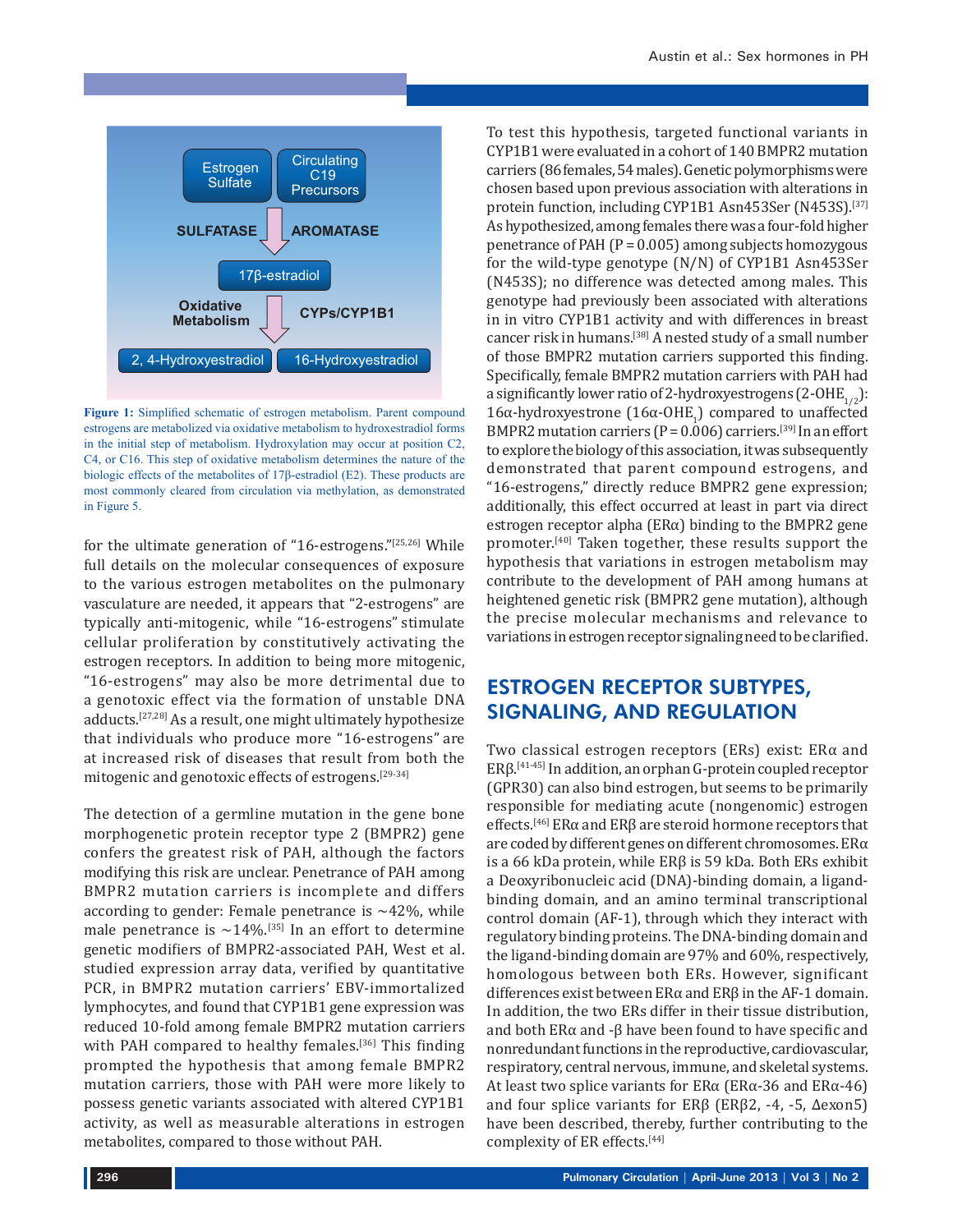Figure 1: Simplified schematic of estrogen metabolism. Parent compound estrogens are metabolized via oxidative metabolism to hydroxestradiol forms in the initial step of metabolism. Hydroxylation may occur at position C2, C4, or C16. This step of oxidative metabolism determines the nature of the biologic effects of the metabolites of 17β-estradiol (E2). These products are most commonly cleared from circulation via methylation, as demonstrated in Figure 5.

for the ultimate generation of "16-estrogens."[25,26] While full details on the molecular consequences of exposure to the various estrogen metabolites on the pulmonary vasculature are needed, it appears that "2-estrogens" are typically anti-mitogenic, while "16-estrogens" stimulate cellular proliferation by constitutively activating the estrogen receptors. In addition to being more mitogenic, "16-estrogens" may also be more detrimental due to a genotoxic effect via the formation of unstable DNA adducts.[27,28] As a result, one might ultimately hypothesize that individuals who produce more "16-estrogens" are at increased risk of diseases that result from both the mitogenic and genotoxic effects of estrogens.[29-34]

The detection of a germline mutation in the gene bone morphogenetic protein receptor type 2 (BMPR2) gene confers the greatest risk of PAH, although the factors modifying this risk are unclear. Penetrance of PAH among BMPR2 mutation carriers is incomplete and differs according to gender: Female penetrance is ~42%, while male penetrance is ~14%.[35] In an effort to determine genetic modifiers of BMPR2-associated PAH, West et al. studied expression array data, verified by quantitative PCR, in BMPR2 mutation carriers' EBV-immortalized lymphocytes, and found that CYP1B1 gene expression was reduced 10-fold among female BMPR2 mutation carriers with PAH compared to healthy females.[36] This finding prompted the hypothesis that among female BMPR2 mutation carriers, those with PAH were more likely to possess genetic variants associated with altered CYP1B1 activity, as well as measurable alterations in estrogen metabolites, compared to those without PAH.

To test this hypothesis, targeted functional variants in CYP1B1 were evaluated in a cohort of 140 BMPR2 mutation carriers (86 females, 54 males). Genetic polymorphisms were chosen based upon previous association with alterations in protein function, including CYP1B1 Asn453Ser (N453S).[37] As hypothesized, among females there was a four-fold higher penetrance of PAH ($P = 0.005$) among subjects homozygous for the wild-type genotype (N/N) of CYP1B1 Asn453Ser (N453S); no difference was detected among males. This genotype had previously been associated with alterations in in vitro CYP1B1 activity and with differences in breast cancer risk in humans.[38] A nested study of a small number of those BMPR2 mutation carriers supported this finding. Specifically, female BMPR2 mutation carriers with PAH had a significantly lower ratio of 2-hydroxyestrogens (2-$OHE_{1/2}$): 16α-hydroxyestrone (16α-$OHE_1$) compared to unaffected BMPR2 mutation carriers ($P = 0.006$) carriers.[39] In an effort to explore the biology of this association, it was subsequently demonstrated that parent compound estrogens, and "16-estrogens," directly reduce BMPR2 gene expression; additionally, this effect occurred at least in part via direct estrogen receptor alpha (ERα) binding to the BMPR2 gene promoter.[40] Taken together, these results support the hypothesis that variations in estrogen metabolism may contribute to the development of PAH among humans at heightened genetic risk (BMPR2 gene mutation), although the precise molecular mechanisms and relevance to variations in estrogen receptor signaling need to be clarified.

## ESTROGEN RECEPTOR SUBTYPES, SIGNALING, AND REGULATION

Two classical estrogen receptors (ERs) exist: ERα and ERβ.[41-45] In addition, an orphan G-protein coupled receptor (GPR30) can also bind estrogen, but seems to be primarily responsible for mediating acute (nongenomic) estrogen effects.[46] ERα and ERβ are steroid hormone receptors that are coded by different genes on different chromosomes. ERα is a 66 kDa protein, while ERβ is 59 kDa. Both ERs exhibit a Deoxyribonucleic acid (DNA)-binding domain, a ligand-binding domain, and an amino terminal transcriptional control domain (AF-1), through which they interact with regulatory binding proteins. The DNA-binding domain and the ligand-binding domain are 97% and 60%, respectively, homologous between both ERs. However, significant differences exist between ERα and ERβ in the AF-1 domain. In addition, the two ERs differ in their tissue distribution, and both ERα and -β have been found to have specific and nonredundant functions in the reproductive, cardiovascular, respiratory, central nervous, immune, and skeletal systems. At least two splice variants for ERα (ERα-36 and ERα-46) and four splice variants for ERβ (ERβ2, -4, -5, Δexon5) have been described, thereby, further contributing to the complexity of ER effects.[44]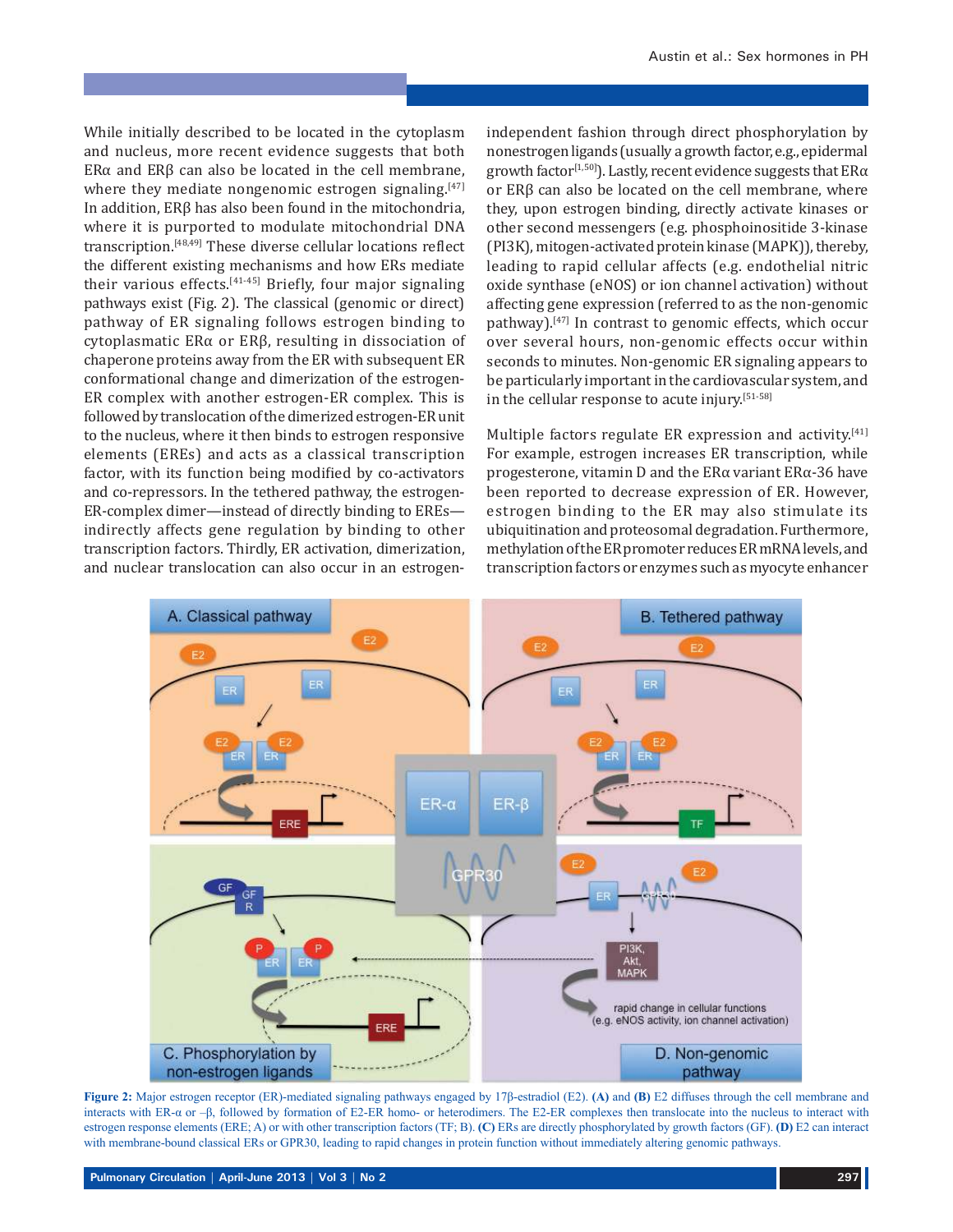While initially described to be located in the cytoplasm and nucleus, more recent evidence suggests that both ERα and ERβ can also be located in the cell membrane, where they mediate nongenomic estrogen signaling.[47] In addition, ERβ has also been found in the mitochondria, where it is purported to modulate mitochondrial DNA transcription.[48,49] These diverse cellular locations reflect the different existing mechanisms and how ERs mediate their various effects.[41-45] Briefly, four major signaling pathways exist (Fig. 2). The classical (genomic or direct) pathway of ER signaling follows estrogen binding to cytoplasmatic ERα or ERβ, resulting in dissociation of chaperone proteins away from the ER with subsequent ER conformational change and dimerization of the estrogen-ER complex with another estrogen-ER complex. This is followed by translocation of the dimerized estrogen-ER unit to the nucleus, where it then binds to estrogen responsive elements (EREs) and acts as a classical transcription factor, with its function being modified by co-activators and co-repressors. In the tethered pathway, the estrogen-ER-complex dimer—instead of directly binding to EREs—indirectly affects gene regulation by binding to other transcription factors. Thirdly, ER activation, dimerization, and nuclear translocation can also occur in an estrogen-independent fashion through direct phosphorylation by nonestrogen ligands (usually a growth factor, e.g., epidermal growth factor[1,50]). Lastly, recent evidence suggests that ERα or ERβ can also be located in the cell membrane, where they, upon estrogen binding, directly activate kinases or other second messengers (e.g. phosphoinositide 3-kinase (PI3K), mitogen-activated protein kinase (MAPK)), thereby, leading to rapid cellular affects (e.g. endothelial nitric oxide synthase (eNOS) or ion channel activation) without affecting gene expression (referred to as the non-genomic pathway).[47] In contrast to genomic effects, which occur over several hours, non-genomic effects occur within seconds to minutes. Non-genomic ER signaling appears to be particularly important in the cardiovascular system, and in the cellular response to acute injury.[51-58]

Multiple factors regulate ER expression and activity.[41] For example, estrogen increases ER transcription, while progesterone, vitamin D and the ERα variant ERα-36 have been reported to decrease expression of ER. However, estrogen binding to the ER may also stimulate its ubiquitination and proteosomal degradation. Furthermore, methylation of the ER promoter reduces ER mRNA levels, and transcription factors or enzymes such as myocyte enhancer

**Figure 2:** Major estrogen receptor (ER)-mediated signaling pathways engaged by 17β-estradiol (E2). **(A)** and **(B)** E2 diffuses through the cell membrane and interacts with ER-α or –β, followed by formation of E2-ER homo- or heterodimers. The E2-ER complexes then translocate into the nucleus to interact with estrogen response elements (ERE; A) or with other transcription factors (TF; B). **(C)** ERs are directly phosphorylated by growth factors (GF). **(D)** E2 can interact with membrane-bound classical ERs or GPR30, leading to rapid changes in protein function without immediately altering genomic pathways.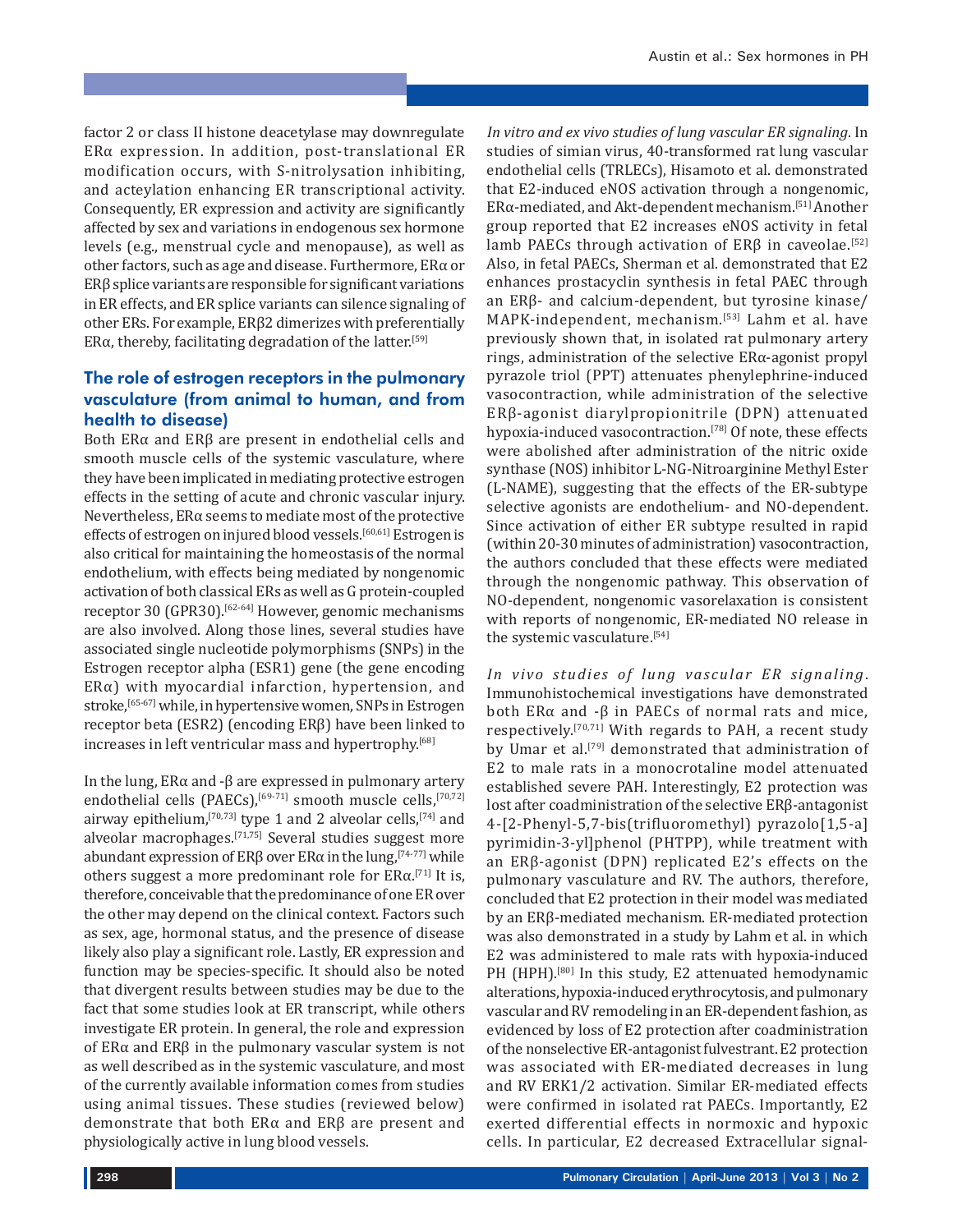factor 2 or class II histone deacetylase may downregulate ERα expression. In addition, post-translational ER modification occurs, with S-nitrolysation inhibiting, and acteylation enhancing ER transcriptional activity. Consequently, ER expression and activity are significantly affected by sex and variations in endogenous sex hormone levels (e.g., menstrual cycle and menopause), as well as other factors, such as age and disease. Furthermore, ERα or ERβ splice variants are responsible for significant variations in ER effects, and ER splice variants can silence signaling of other ERs. For example, ERβ2 dimerizes with preferentially ERα, thereby, facilitating degradation of the latter.[59]

## The role of estrogen receptors in the pulmonary vasculature (from animal to human, and from health to disease)

Both ERα and ERβ are present in endothelial cells and smooth muscle cells of the systemic vasculature, where they have been implicated in mediating protective estrogen effects in the setting of acute and chronic vascular injury. Nevertheless, ERα seems to mediate most of the protective effects of estrogen on injured blood vessels.[60,61] Estrogen is also critical for maintaining the homeostasis of the normal endothelium, with effects being mediated by nongenomic activation of both classical ERs as well as G protein-coupled receptor 30 (GPR30).[62-64] However, genomic mechanisms are also involved. Along those lines, several studies have associated single nucleotide polymorphisms (SNPs) in the Estrogen receptor alpha (ESR1) gene (the gene encoding ERα) with myocardial infarction, hypertension, and stroke,[65-67] while, in hypertensive women, SNPs in Estrogen receptor beta (ESR2) (encoding ERβ) have been linked to increases in left ventricular mass and hypertrophy.[68]

In the lung, ERα and -β are expressed in pulmonary artery endothelial cells (PAECs),[69-71] smooth muscle cells,[70,72] airway epithelium,[70,73] type 1 and 2 alveolar cells,[74] and alveolar macrophages.[71,75] Several studies suggest more abundant expression of ERβ over ERα in the lung,[74-77] while others suggest a more predominant role for ERα.[71] It is, therefore, conceivable that the predominance of one ER over the other may depend on the clinical context. Factors such as sex, age, hormonal status, and the presence of disease likely also play a significant role. Lastly, ER expression and function may be species-specific. It should also be noted that divergent results between studies may be due to the fact that some studies look at ER transcript, while others investigate ER protein. In general, the role and expression of ERα and ERβ in the pulmonary vascular system is not as well described as in the systemic vasculature, and most of the currently available information comes from studies using animal tissues. These studies (reviewed below) demonstrate that both ERα and ERβ are present and physiologically active in lung blood vessels.

*In vitro and ex vivo studies of lung vascular ER signaling.* In studies of simian virus, 40-transformed rat lung vascular endothelial cells (TRLECs), Hisamoto et al. demonstrated that E2-induced eNOS activation through a nongenomic, ERα-mediated, and Akt-dependent mechanism.[51] Another group reported that E2 increases eNOS activity in fetal lamb PAECs through activation of ERβ in caveolae.[52] Also, in fetal PAECs, Sherman et al. demonstrated that E2 enhances prostacyclin synthesis in fetal PAEC through an ERβ- and calcium-dependent, but tyrosine kinase/MAPK-independent, mechanism.[53] Lahm et al. have previously shown that, in isolated rat pulmonary artery rings, administration of the selective ERα-agonist propyl pyrazole triol (PPT) attenuates phenylephrine-induced vasocontraction, while administration of the selective ERβ-agonist diarylpropionitrile (DPN) attenuated hypoxia-induced vasocontraction.[78] Of note, these effects were abolished after administration of the nitric oxide synthase (NOS) inhibitor L-NG-Nitroarginine Methyl Ester (L-NAME), suggesting that the effects of the ER-subtype selective agonists are endothelium- and NO-dependent. Since activation of either ER subtype resulted in rapid (within 20-30 minutes of administration) vasocontraction, the authors concluded that these effects were mediated through the nongenomic pathway. This observation of NO-dependent, nongenomic vasorelaxation is consistent with reports of nongenomic, ER-mediated NO release in the systemic vasculature.[54]

*In vivo studies of lung vascular ER signaling.* Immunohistochemical investigations have demonstrated both ERα and -β in PAECs of normal rats and mice, respectively.[70,71] With regards to PAH, a recent study by Umar et al.[79] demonstrated that administration of E2 to male rats in a monocrotaline model attenuated established severe PAH. Interestingly, E2 protection was lost after coadministration of the selective ERβ-antagonist 4-[2-Phenyl-5,7-bis(trifluoromethyl) pyrazolo[1,5-a] pyrimidin-3-yl]phenol (PHTPP), while treatment with an ERβ-agonist (DPN) replicated E2's effects on the pulmonary vasculature and RV. The authors, therefore, concluded that E2 protection in their model was mediated by an ERβ-mediated mechanism. ER-mediated protection was also demonstrated in a study by Lahm et al. in which E2 was administered to male rats with hypoxia-induced PH (HPH).[80] In this study, E2 attenuated hemodynamic alterations, hypoxia-induced erythrocytosis, and pulmonary vascular and RV remodeling in an ER-dependent fashion, as evidenced by loss of E2 protection after coadministration of the nonselective ER-antagonist fulvestrant. E2 protection was associated with ER-mediated decreases in lung and RV ERK1/2 activation. Similar ER-mediated effects were confirmed in isolated rat PAECs. Importantly, E2 exerted differential effects in normoxic and hypoxic cells. In particular, E2 decreased Extracellular signal-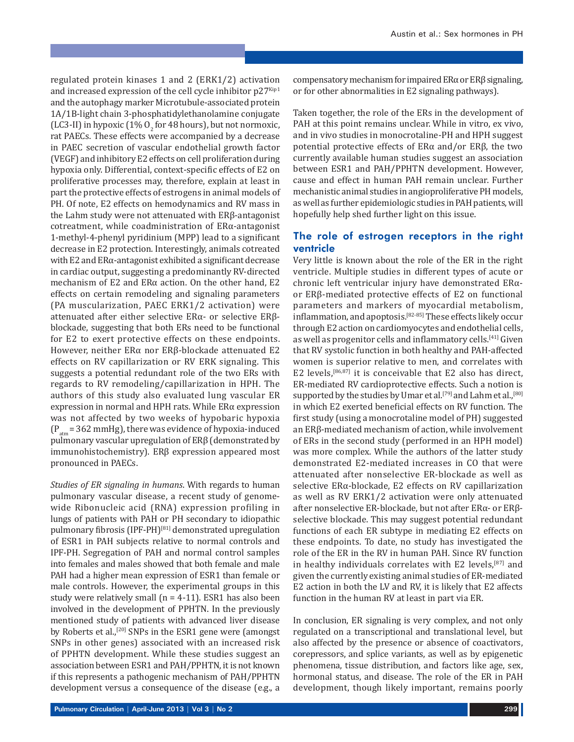regulated protein kinases 1 and 2 (ERK1/2) activation and increased expression of the cell cycle inhibitor $p27^{Kip1}$ and the autophagy marker Microtubule-associated protein 1A/1B-light chain 3-phosphatidylethanolamine conjugate (LC3-II) in hypoxic (1% $O_2$ for 48 hours), but not normoxic, rat PAECs. These effects were accompanied by a decrease in PAEC secretion of vascular endothelial growth factor (VEGF) and inhibitory E2 effects on cell proliferation during hypoxia only. Differential, context-specific effects of E2 on proliferative processes may, therefore, explain at least in part the protective effects of estrogens in animal models of PH. Of note, E2 effects on hemodynamics and RV mass in the Lahm study were not attenuated with ERβ-antagonist cotreatment, while coadministration of ERα-antagonist 1-methyl-4-phenyl pyridinium (MPP) lead to a significant decrease in E2 protection. Interestingly, animals cotreated with E2 and ERα-antagonist exhibited a significant decrease in cardiac output, suggesting a predominantly RV-directed mechanism of E2 and ERα action. On the other hand, E2 effects on certain remodeling and signaling parameters (PA muscularization, PAEC ERK1/2 activation) were attenuated after either selective ERα- or selective ERβ-blockade, suggesting that both ERs need to be functional for E2 to exert protective effects on these endpoints. However, neither ERα nor ERβ-blockade attenuated E2 effects on RV capillarization or RV ERK signaling. This suggests a potential redundant role of the two ERs with regards to RV remodeling/capillarization in HPH. The authors of this study also evaluated lung vascular ER expression in normal and HPH rats. While ERα expression was not affected by two weeks of hypobaric hypoxia ($P_{atm}$ = 362 mmHg), there was evidence of hypoxia-induced pulmonary vascular upregulation of ERβ (demonstrated by immunohistochemistry). ERβ expression appeared most pronounced in PAECs.

*Studies of ER signaling in humans*. With regards to human pulmonary vascular disease, a recent study of genome-wide Ribonucleic acid (RNA) expression profiling in lungs of patients with PAH or PH secondary to idiopathic pulmonary fibrosis (IPF-PH)[81] demonstrated upregulation of ESR1 in PAH subjects relative to normal controls and IPF-PH. Segregation of PAH and normal control samples into females and males showed that both female and male PAH had a higher mean expression of ESR1 than female or male controls. However, the experimental groups in this study were relatively small (n = 4-11). ESR1 has also been involved in the development of PPHTN. In the previously mentioned study of patients with advanced liver disease by Roberts et al.,[20] SNPs in the ESR1 gene were (amongst SNPs in other genes) associated with an increased risk of PPHTN development. While these studies suggest an association between ESR1 and PAH/PPHTN, it is not known if this represents a pathogenic mechanism of PAH/PPHTN development versus a consequence of the disease (e.g., a compensatory mechanism for impaired ERα or ERβ signaling, or for other abnormalities in E2 signaling pathways).

Taken together, the role of the ERs in the development of PAH at this point remains unclear. While in vitro, ex vivo, and in vivo studies in monocrotaline-PH and HPH suggest potential protective effects of ERα and/or ERβ, the two currently available human studies suggest an association between ESR1 and PAH/PPHTN development. However, cause and effect in human PAH remain unclear. Further mechanistic animal studies in angioproliferative PH models, as well as further epidemiologic studies in PAH patients, will hopefully help shed further light on this issue.

## The role of estrogen receptors in the right ventricle

Very little is known about the role of the ER in the right ventricle. Multiple studies in different types of acute or chronic left ventricular injury have demonstrated ERα- or ERβ-mediated protective effects of E2 on functional parameters and markers of myocardial metabolism, inflammation, and apoptosis.[82-85] These effects likely occur through E2 action on cardiomyocytes and endothelial cells, as well as progenitor cells and inflammatory cells.[41] Given that RV systolic function in both healthy and PAH-affected women is superior relative to men, and correlates with E2 levels,[86,87] it is conceivable that E2 also has direct, ER-mediated RV cardioprotective effects. Such a notion is supported by the studies by Umar et al.[79] and Lahm et al.,[80] in which E2 exerted beneficial effects on RV function. The first study (using a monocrotaline model of PH) suggested an ERβ-mediated mechanism of action, while involvement of ERs in the second study (performed in an HPH model) was more complex. While the authors of the latter study demonstrated E2-mediated increases in CO that were attenuated after nonselective ER-blockade as well as selective ERα-blockade, E2 effects on RV capillarization as well as RV ERK1/2 activation were only attenuated after nonselective ER-blockade, but not after ERα- or ERβ-selective blockade. This may suggest potential redundant functions of each ER subtype in mediating E2 effects on these endpoints. To date, no study has investigated the role of the ER in the RV in human PAH. Since RV function in healthy individuals correlates with E2 levels,[87] and given the currently existing animal studies of ER-mediated E2 action in both the LV and RV, it is likely that E2 affects function in the human RV at least in part via ER.

In conclusion, ER signaling is very complex, and not only regulated on a transcriptional and translational level, but also affected by the presence or absence of coactivators, corepressors, and splice variants, as well as by epigenetic phenomena, tissue distribution, and factors like age, sex, hormonal status, and disease. The role of the ER in PAH development, though likely important, remains poorly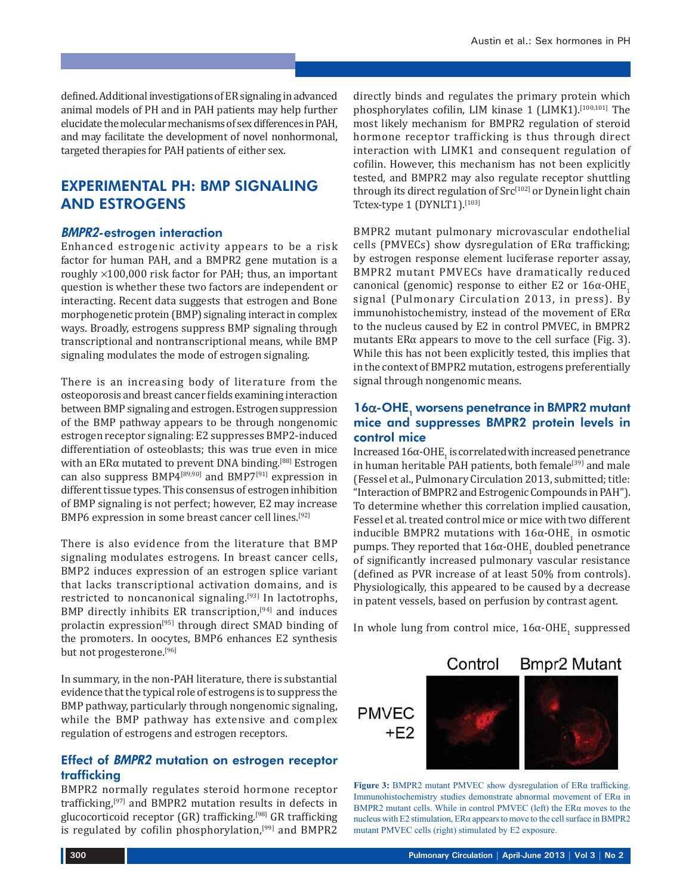defined. Additional investigations of ER signaling in advanced animal models of PH and in PAH patients may help further elucidate the molecular mechanisms of sex differences in PAH, and may facilitate the development of novel nonhormonal, targeted therapies for PAH patients of either sex.

## EXPERIMENTAL PH: BMP SIGNALING AND ESTROGENS

### *BMPR2*-estrogen interaction

Enhanced estrogenic activity appears to be a risk factor for human PAH, and a BMPR2 gene mutation is a roughly ×100,000 risk factor for PAH; thus, an important question is whether these two factors are independent or interacting. Recent data suggests that estrogen and Bone morphogenetic protein (BMP) signaling interact in complex ways. Broadly, estrogens suppress BMP signaling through transcriptional and nontranscriptional means, while BMP signaling modulates the mode of estrogen signaling.

There is an increasing body of literature from the osteoporosis and breast cancer fields examining interaction between BMP signaling and estrogen. Estrogen suppression of the BMP pathway appears to be through nongenomic estrogen receptor signaling: E2 suppresses BMP2-induced differentiation of osteoblasts; this was true even in mice with an ERα mutated to prevent DNA binding.[88] Estrogen can also suppress BMP4[89,90] and BMP7[91] expression in different tissue types. This consensus of estrogen inhibition of BMP signaling is not perfect; however, E2 may increase BMP6 expression in some breast cancer cell lines.[92]

There is also evidence from the literature that BMP signaling modulates estrogens. In breast cancer cells, BMP2 induces expression of an estrogen splice variant that lacks transcriptional activation domains, and is restricted to noncanonical signaling.[93] In lactotrophs, BMP directly inhibits ER transcription,[94] and induces prolactin expression[95] through direct SMAD binding of the promoters. In oocytes, BMP6 enhances E2 synthesis but not progesterone.[96]

In summary, in the non-PAH literature, there is substantial evidence that the typical role of estrogens is to suppress the BMP pathway, particularly through nongenomic signaling, while the BMP pathway has extensive and complex regulation of estrogens and estrogen receptors.

### Effect of *BMPR2* mutation on estrogen receptor trafficking

BMPR2 normally regulates steroid hormone receptor trafficking,[97] and BMPR2 mutation results in defects in glucocorticoid receptor (GR) trafficking.[98] GR trafficking is regulated by cofilin phosphorylation,[99] and BMPR2 directly binds and regulates the primary protein which phosphorylates cofilin, LIM kinase 1 (LIMK1).[100,101] The most likely mechanism for BMPR2 regulation of steroid hormone receptor trafficking is thus through direct interaction with LIMK1 and consequent regulation of cofilin. However, this mechanism has not been explicitly tested, and BMPR2 may also regulate receptor shuttling through its direct regulation of Src[102] or Dynein light chain Tctex-type 1 (DYNLT1).[103]

BMPR2 mutant pulmonary microvascular endothelial cells (PMVECs) show dysregulation of ERα trafficking; by estrogen response element luciferase reporter assay, BMPR2 mutant PMVECs have dramatically reduced canonical (genomic) response to either E2 or 16α-OHE$_1$ signal (Pulmonary Circulation 2013, in press). By immunohistochemistry, instead of the movement of ERα to the nucleus caused by E2 in control PMVEC, in BMPR2 mutants ERα appears to move to the cell surface (Fig. 3). While this has not been explicitly tested, this implies that in the context of BMPR2 mutation, estrogens preferentially signal through nongenomic means.

### 16α-OHE$_1$ worsens penetrance in BMPR2 mutant mice and suppresses BMPR2 protein levels in control mice

Increased 16α-OHE$_1$ is correlated with increased penetrance in human heritable PAH patients, both female[39] and male (Fessel et al., Pulmonary Circulation 2013, submitted; title: "Interaction of BMPR2 and Estrogenic Compounds in PAH"). To determine whether this correlation implied causation, Fessel et al. treated control mice or mice with two different inducible BMPR2 mutations with 16α-OHE$_1$ in osmotic pumps. They reported that 16α-OHE$_1$ doubled penetrance of significantly increased pulmonary vascular resistance (defined as PVR increase of at least 50% from controls). Physiologically, this appeared to be caused by a decrease in patent vessels, based on perfusion by contrast agent.

In whole lung from control mice, 16α-OHE$_1$ suppressed

Figure 3: BMPR2 mutant PMVEC show dysregulation of ERα trafficking. Immunohistochemistry studies demonstrate abnormal movement of ERα in BMPR2 mutant cells. While in control PMVEC (left) the ERα moves to the nucleus with E2 stimulation, ERα appears to move to the cell surface in BMPR2 mutant PMVEC cells (right) stimulated by E2 exposure.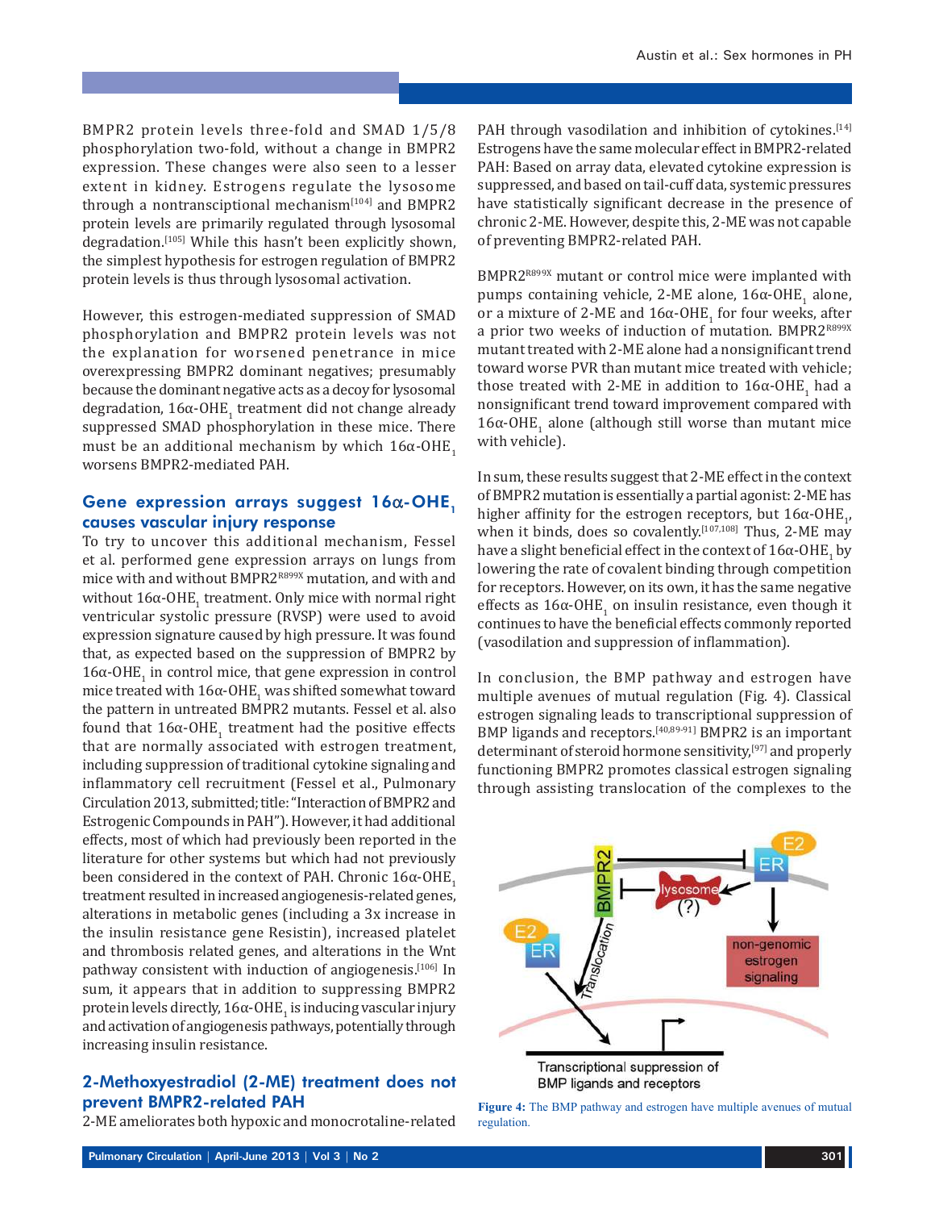BMPR2 protein levels three-fold and SMAD 1/5/8 phosphorylation two-fold, without a change in BMPR2 expression. These changes were also seen to a lesser extent in kidney. Estrogens regulate the lysosome through a nontranscriptional mechanism[104] and BMPR2 protein levels are primarily regulated through lysosomal degradation.[105] While this hasn't been explicitly shown, the simplest hypothesis for estrogen regulation of BMPR2 protein levels is thus through lysosomal activation.

However, this estrogen-mediated suppression of SMAD phosphorylation and BMPR2 protein levels was not the explanation for worsened penetrance in mice overexpressing BMPR2 dominant negatives; presumably because the dominant negative acts as a decoy for lysosomal degradation, 16α-$OHE_1$ treatment did not change already suppressed SMAD phosphorylation in these mice. There must be an additional mechanism by which 16α-$OHE_1$ worsens BMPR2-mediated PAH.

## Gene expression arrays suggest 16α-$OHE_1$ causes vascular injury response

To try to uncover this additional mechanism, Fessel et al. performed gene expression arrays on lungs from mice with and without BMPR2$^{R899X}$ mutation, and with and without 16α-$OHE_1$ treatment. Only mice with normal right ventricular systolic pressure (RVSP) were used to avoid expression signature caused by high pressure. It was found that, as expected based on the suppression of BMPR2 by 16α-$OHE_1$ in control mice, that gene expression in control mice treated with 16α-$OHE_1$ was shifted somewhat toward the pattern in untreated BMPR2 mutants. Fessel et al. also found that 16α-$OHE_1$ treatment had the positive effects that are normally associated with estrogen treatment, including suppression of traditional cytokine signaling and inflammatory cell recruitment (Fessel et al., Pulmonary Circulation 2013, submitted; title: "Interaction of BMPR2 and Estrogenic Compounds in PAH"). However, it had additional effects, most of which had previously been reported in the literature for other systems but which had not previously been considered in the context of PAH. Chronic 16α-$OHE_1$ treatment resulted in increased angiogenesis-related genes, alterations in metabolic genes (including a 3x increase in the insulin resistance gene Resistin), increased platelet and thrombosis related genes, and alterations in the Wnt pathway consistent with induction of angiogenesis.[106] In sum, it appears that in addition to suppressing BMPR2 protein levels directly, 16α-$OHE_1$ is inducing vascular injury and activation of angiogenesis pathways, potentially through increasing insulin resistance.

## 2-Methoxyestradiol (2-ME) treatment does not prevent BMPR2-related PAH

2-ME ameliorates both hypoxic and monocrotaline-related PAH through vasodilation and inhibition of cytokines.[14] Estrogens have the same molecular effect in BMPR2-related PAH: Based on array data, elevated cytokine expression is suppressed, and based on tail-cuff data, systemic pressures have statistically significant decrease in the presence of chronic 2-ME. However, despite this, 2-ME was not capable of preventing BMPR2-related PAH.

BMPR2$^{R899X}$ mutant or control mice were implanted with pumps containing vehicle, 2-ME alone, 16α-$OHE_1$ alone, or a mixture of 2-ME and 16α-$OHE_1$ for four weeks, after a prior two weeks of induction of mutation. BMPR2$^{R899X}$ mutant treated with 2-ME alone had a nonsignificant trend toward worse PVR than mutant mice treated with vehicle; those treated with 2-ME in addition to 16α-$OHE_1$ had a nonsignificant trend toward improvement compared with 16α-$OHE_1$ alone (although still worse than mutant mice with vehicle).

In sum, these results suggest that 2-ME effect in the context of BMPR2 mutation is essentially a partial agonist: 2-ME has higher affinity for the estrogen receptors, but 16α-$OHE_1$, when it binds, does so covalently.[107,108] Thus, 2-ME may have a slight beneficial effect in the context of 16α-$OHE_1$ by lowering the rate of covalent binding through competition for receptors. However, on its own, it has the same negative effects as 16α-$OHE_1$ on insulin resistance, even though it continues to have the beneficial effects commonly reported (vasodilation and suppression of inflammation).

In conclusion, the BMP pathway and estrogen have multiple avenues of mutual regulation (Fig. 4). Classical estrogen signaling leads to transcriptional suppression of BMP ligands and receptors.[40,89-91] BMPR2 is an important determinant of steroid hormone sensitivity,[97] and properly functioning BMPR2 promotes classical estrogen signaling through assisting translocation of the complexes to the

Figure 4: The BMP pathway and estrogen have multiple avenues of mutual regulation.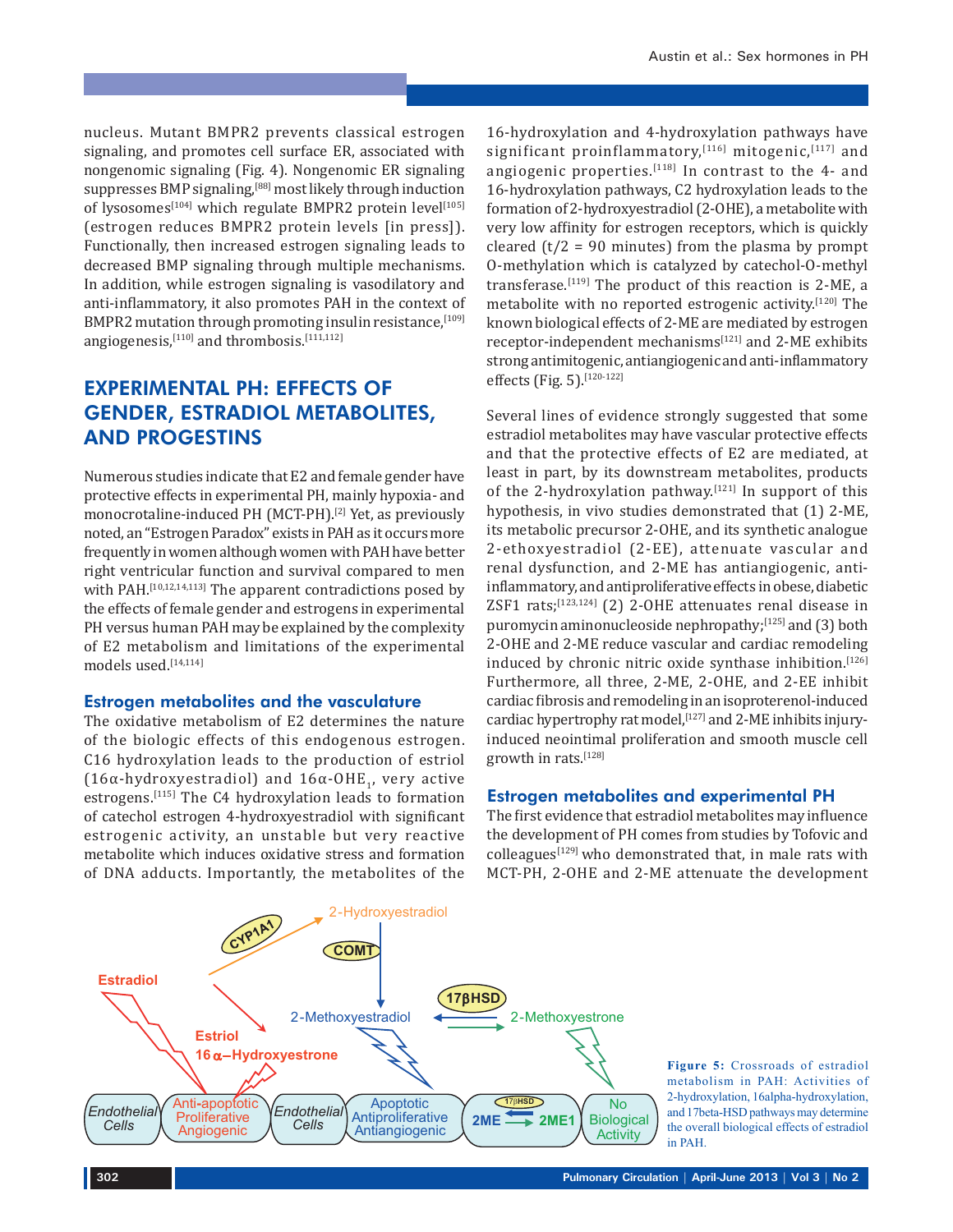nucleus. Mutant BMPR2 prevents classical estrogen signaling, and promotes cell surface ER, associated with nongenomic signaling (Fig. 4). Nongenomic ER signaling suppresses BMP signaling,[88] most likely through induction of lysosomes[104] which regulate BMPR2 protein level[105] (estrogen reduces BMPR2 protein levels [in press]). Functionally, then increased estrogen signaling leads to decreased BMP signaling through multiple mechanisms. In addition, while estrogen signaling is vasodilatory and anti-inflammatory, it also promotes PAH in the context of BMPR2 mutation through promoting insulin resistance,[109] angiogenesis,[110] and thrombosis.[111,112]

## EXPERIMENTAL PH: EFFECTS OF GENDER, ESTRADIOL METABOLITES, AND PROGESTINS

Numerous studies indicate that E2 and female gender have protective effects in experimental PH, mainly hypoxia- and monocrotaline-induced PH (MCT-PH).[2] Yet, as previously noted, an "Estrogen Paradox" exists in PAH as it occurs more frequently in women although women with PAH have better right ventricular function and survival compared to men with PAH.[10,12,14,113] The apparent contradictions posed by the effects of female gender and estrogens in experimental PH versus human PAH may be explained by the complexity of E2 metabolism and limitations of the experimental models used.[14,114]

### Estrogen metabolites and the vasculature

The oxidative metabolism of E2 determines the nature of the biologic effects of this endogenous estrogen. C16 hydroxylation leads to the production of estriol (16α-hydroxyestradiol) and 16α-OHE$_1$, very active estrogens.[115] The C4 hydroxylation leads to formation of catechol estrogen 4-hydroxyestradiol with significant estrogenic activity, an unstable but very reactive metabolite which induces oxidative stress and formation of DNA adducts. Importantly, the metabolites of the 16-hydroxylation and 4-hydroxylation pathways have significant proinflammatory,[116] mitogenic,[117] and angiogenic properties.[118] In contrast to the 4- and 16-hydroxylation pathways, C2 hydroxylation leads to the formation of 2-hydroxyestradiol (2-OHE), a metabolite with very low affinity for estrogen receptors, which is quickly cleared (t/2 = 90 minutes) from the plasma by prompt O-methylation which is catalyzed by catechol-O-methyl transferase.[119] The product of this reaction is 2-ME, a metabolite with no reported estrogenic activity.[120] The known biological effects of 2-ME are mediated by estrogen receptor-independent mechanisms[121] and 2-ME exhibits strong antimitogenic, antiangiogenic and anti-inflammatory effects (Fig. 5).[120-122]

Several lines of evidence strongly suggested that some estradiol metabolites may have vascular protective effects and that the protective effects of E2 are mediated, at least in part, by its downstream metabolites, products of the 2-hydroxylation pathway.[121] In support of this hypothesis, in vivo studies demonstrated that (1) 2-ME, its metabolic precursor 2-OHE, and its synthetic analogue 2-ethoxyestradiol (2-EE), attenuate vascular and renal dysfunction, and 2-ME has antiangiogenic, anti-inflammatory, and antiproliferative effects in obese, diabetic ZSF1 rats;[123,124] (2) 2-OHE attenuates renal disease in puromycin aminonucleoside nephropathy;[125] and (3) both 2-OHE and 2-ME reduce vascular and cardiac remodeling induced by chronic nitric oxide synthase inhibition.[126] Furthermore, all three, 2-ME, 2-OHE, and 2-EE inhibit cardiac fibrosis and remodeling in an isoproterenol-induced cardiac hypertrophy rat model,[127] and 2-ME inhibits injury-induced neointimal proliferation and smooth muscle cell growth in rats.[128]

### Estrogen metabolites and experimental PH

The first evidence that estradiol metabolites may influence the development of PH comes from studies by Tofovic and colleagues[129] who demonstrated that, in male rats with MCT-PH, 2-OHE and 2-ME attenuate the development

**Figure 5:** Crossroads of estradiol metabolism in PAH: Activities of 2-hydroxylation, 16alpha-hydroxylation, and 17beta-HSD pathways may determine the overall biological effects of estradiol in PAH.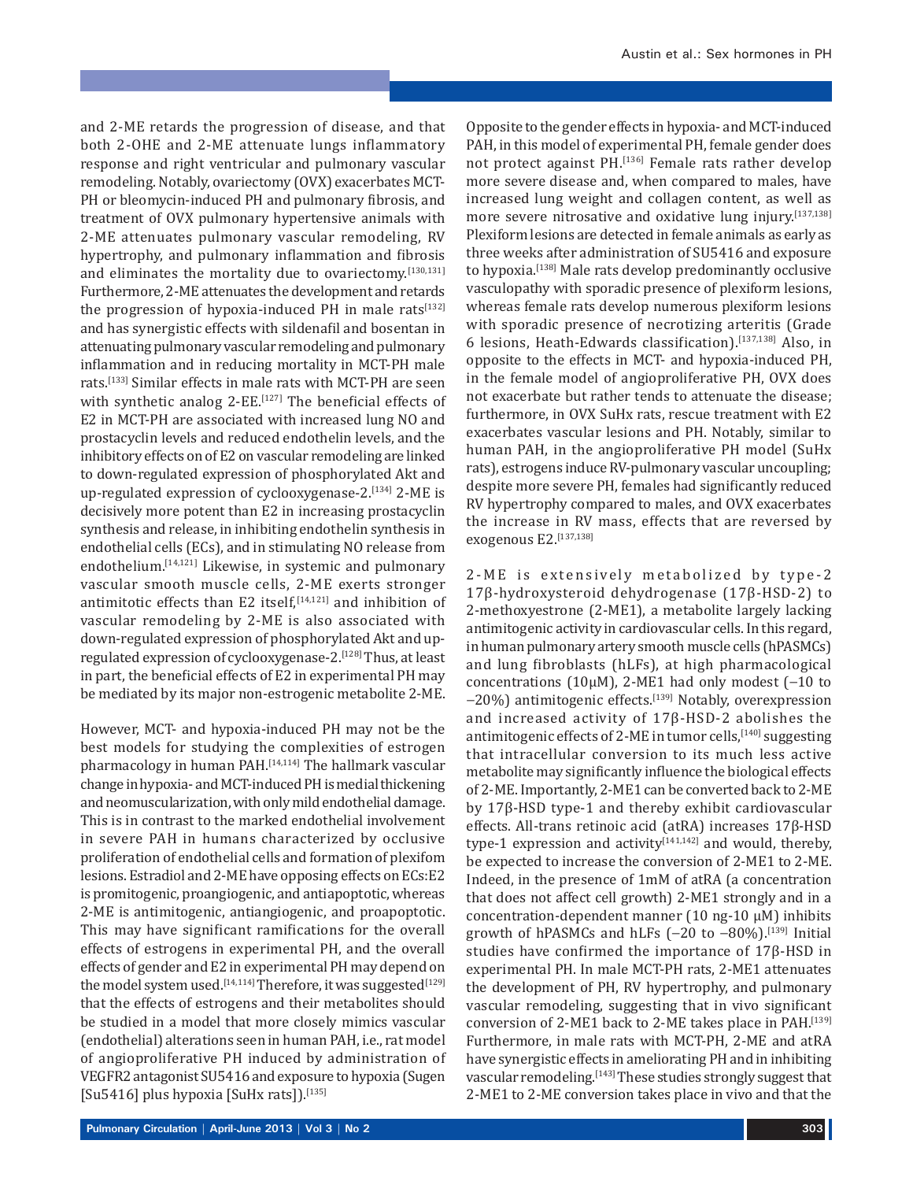and 2-ME retards the progression of disease, and that both 2-OHE and 2-ME attenuate lungs inflammatory response and right ventricular and pulmonary vascular remodeling. Notably, ovariectomy (OVX) exacerbates MCT-PH or bleomycin-induced PH and pulmonary fibrosis, and treatment of OVX pulmonary hypertensive animals with 2-ME attenuates pulmonary vascular remodeling, RV hypertrophy, and pulmonary inflammation and fibrosis and eliminates the mortality due to ovariectomy.[130,131] Furthermore, 2-ME attenuates the development and retards the progression of hypoxia-induced PH in male rats[132] and has synergistic effects with sildenafil and bosentan in attenuating pulmonary vascular remodeling and pulmonary inflammation and in reducing mortality in MCT-PH male rats.[133] Similar effects in male rats with MCT-PH are seen with synthetic analog 2-EE.[127] The beneficial effects of E2 in MCT-PH are associated with increased lung NO and prostacyclin levels and reduced endothelin levels, and the inhibitory effects on of E2 on vascular remodeling are linked to down-regulated expression of phosphorylated Akt and up-regulated expression of cyclooxygenase-2.[134] 2-ME is decisively more potent than E2 in increasing prostacyclin synthesis and release, in inhibiting endothelin synthesis in endothelial cells (ECs), and in stimulating NO release from endothelium.[14,121] Likewise, in systemic and pulmonary vascular smooth muscle cells, 2-ME exerts stronger antimitotic effects than E2 itself,[14,121] and inhibition of vascular remodeling by 2-ME is also associated with down-regulated expression of phosphorylated Akt and up-regulated expression of cyclooxygenase-2.[128] Thus, at least in part, the beneficial effects of E2 in experimental PH may be mediated by its major non-estrogenic metabolite 2-ME.

However, MCT- and hypoxia-induced PH may not be the best models for studying the complexities of estrogen pharmacology in human PAH.[14,114] The hallmark vascular change in hypoxia- and MCT-induced PH is medial thickening and neomuscularization, with only mild endothelial damage. This is in contrast to the marked endothelial involvement in severe PAH in humans characterized by occlusive proliferation of endothelial cells and formation of plexifom lesions. Estradiol and 2-ME have opposing effects on ECs:E2 is promitogenic, proangiogenic, and antiapoptotic, whereas 2-ME is antimitogenic, antiangiogenic, and proapoptotic. This may have significant ramifications for the overall effects of estrogens in experimental PH, and the overall effects of gender and E2 in experimental PH may depend on the model system used.[14,114] Therefore, it was suggested[129] that the effects of estrogens and their metabolites should be studied in a model that more closely mimics vascular (endothelial) alterations seen in human PAH, i.e., rat model of angioproliferative PH induced by administration of VEGFR2 antagonist SU5416 and exposure to hypoxia (Sugen [Su5416] plus hypoxia [SuHx rats]).[135]

Opposite to the gender effects in hypoxia- and MCT-induced PAH, in this model of experimental PH, female gender does not protect against PH.[136] Female rats rather develop more severe disease and, when compared to males, have increased lung weight and collagen content, as well as more severe nitrosative and oxidative lung injury.[137,138] Plexiform lesions are detected in female animals as early as three weeks after administration of SU5416 and exposure to hypoxia.[138] Male rats develop predominantly occlusive vasculopathy with sporadic presence of plexiform lesions, whereas female rats develop numerous plexiform lesions with sporadic presence of necrotizing arteritis (Grade 6 lesions, Heath-Edwards classification).[137,138] Also, in opposite to the effects in MCT- and hypoxia-induced PH, in the female model of angioproliferative PH, OVX does not exacerbate but rather tends to attenuate the disease; furthermore, in OVX SuHx rats, rescue treatment with E2 exacerbates vascular lesions and PH. Notably, similar to human PAH, in the angioproliferative PH model (SuHx rats), estrogens induce RV-pulmonary vascular uncoupling; despite more severe PH, females had significantly reduced RV hypertrophy compared to males, and OVX exacerbates the increase in RV mass, effects that are reversed by exogenous E2.[137,138]

2-ME is extensively metabolized by type-2 17β-hydroxysteroid dehydrogenase (17β-HSD-2) to 2-methoxyestrone (2-ME1), a metabolite largely lacking antimitogenic activity in cardiovascular cells. In this regard, in human pulmonary artery smooth muscle cells (hPASMCs) and lung fibroblasts (hLFs), at high pharmacological concentrations (10μM), 2-ME1 had only modest (−10 to −20%) antimitogenic effects.[139] Notably, overexpression and increased activity of 17β-HSD-2 abolishes the antimitogenic effects of 2-ME in tumor cells,[140] suggesting that intracellular conversion to its much less active metabolite may significantly influence the biological effects of 2-ME. Importantly, 2-ME1 can be converted back to 2-ME by 17β-HSD type-1 and thereby exhibit cardiovascular effects. All-trans retinoic acid (atRA) increases 17β-HSD type-1 expression and activity[141,142] and would, thereby, be expected to increase the conversion of 2-ME1 to 2-ME. Indeed, in the presence of 1mM of atRA (a concentration that does not affect cell growth) 2-ME1 strongly and in a concentration-dependent manner (10 ng-10 μM) inhibits growth of hPASMCs and hLFs (−20 to −80%).[139] Initial studies have confirmed the importance of 17β-HSD in experimental PH. In male MCT-PH rats, 2-ME1 attenuates the development of PH, RV hypertrophy, and pulmonary vascular remodeling, suggesting that in vivo significant conversion of 2-ME1 back to 2-ME takes place in PAH.[139] Furthermore, in male rats with MCT-PH, 2-ME and atRA have synergistic effects in ameliorating PH and in inhibiting vascular remodeling.[143] These studies strongly suggest that 2-ME1 to 2-ME conversion takes place in vivo and that the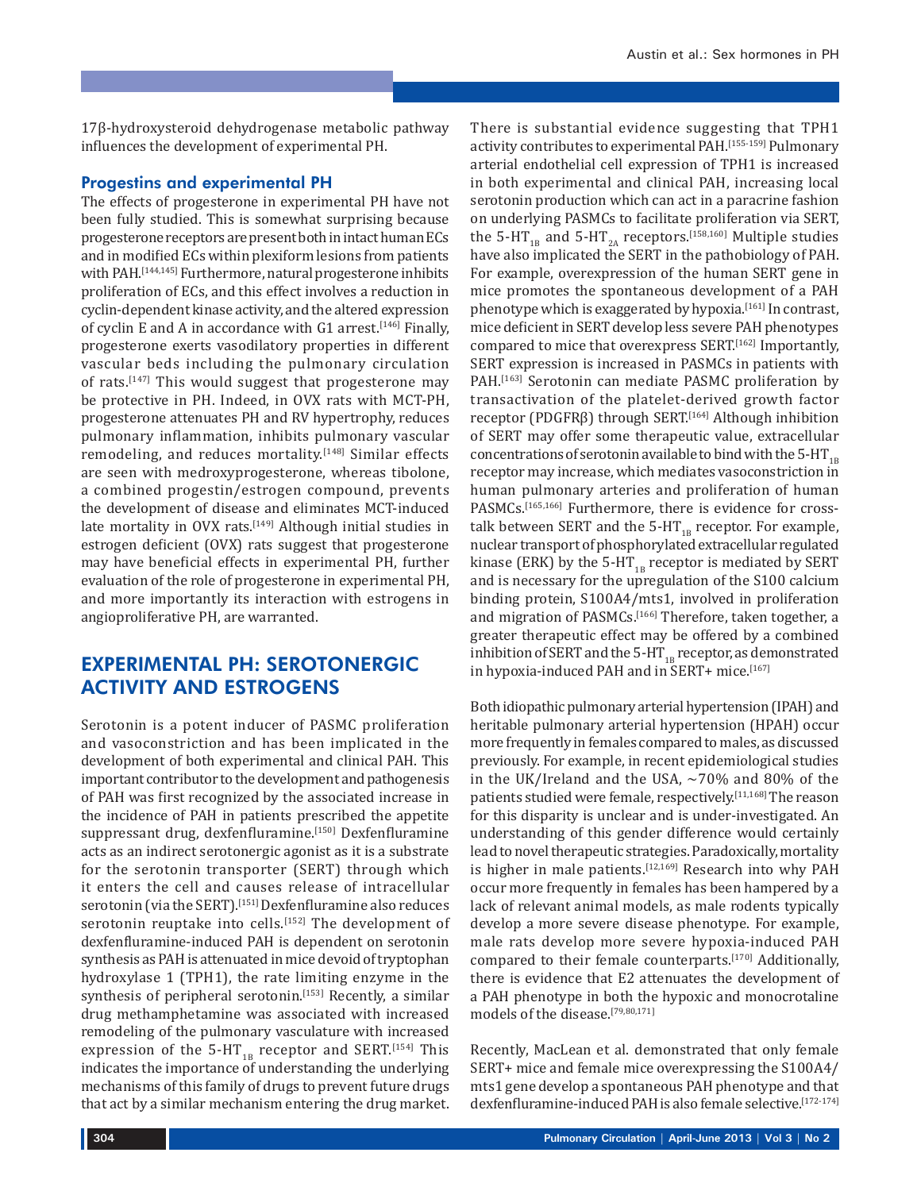17β-hydroxysteroid dehydrogenase metabolic pathway influences the development of experimental PH.

### Progestins and experimental PH

The effects of progesterone in experimental PH have not been fully studied. This is somewhat surprising because progesterone receptors are present both in intact human ECs and in modified ECs within plexiform lesions from patients with PAH.[144,145] Furthermore, natural progesterone inhibits proliferation of ECs, and this effect involves a reduction in cyclin-dependent kinase activity, and the altered expression of cyclin E and A in accordance with G1 arrest.[146] Finally, progesterone exerts vasodilatory properties in different vascular beds including the pulmonary circulation of rats.[147] This would suggest that progesterone may be protective in PH. Indeed, in OVX rats with MCT-PH, progesterone attenuates PH and RV hypertrophy, reduces pulmonary inflammation, inhibits pulmonary vascular remodeling, and reduces mortality.[148] Similar effects are seen with medroxyprogesterone, whereas tibolone, a combined progestin/estrogen compound, prevents the development of disease and eliminates MCT-induced late mortality in OVX rats.[149] Although initial studies in estrogen deficient (OVX) rats suggest that progesterone may have beneficial effects in experimental PH, further evaluation of the role of progesterone in experimental PH, and more importantly its interaction with estrogens in angioproliferative PH, are warranted.

## EXPERIMENTAL PH: SEROTONERGIC ACTIVITY AND ESTROGENS

Serotonin is a potent inducer of PASMC proliferation and vasoconstriction and has been implicated in the development of both experimental and clinical PAH. This important contributor to the development and pathogenesis of PAH was first recognized by the associated increase in the incidence of PAH in patients prescribed the appetite suppressant drug, dexfenfluramine.[150] Dexfenfluramine acts as an indirect serotonergic agonist as it is a substrate for the serotonin transporter (SERT) through which it enters the cell and causes release of intracellular serotonin (via the SERT).[151] Dexfenfluramine also reduces serotonin reuptake into cells.[152] The development of dexfenfluramine-induced PAH is dependent on serotonin synthesis as PAH is attenuated in mice devoid of tryptophan hydroxylase 1 (TPH1), the rate limiting enzyme in the synthesis of peripheral serotonin.[153] Recently, a similar drug methamphetamine was associated with increased remodeling of the pulmonary vasculature with increased expression of the 5-$HT_{1B}$ receptor and SERT.[154] This indicates the importance of understanding the underlying mechanisms of this family of drugs to prevent future drugs that act by a similar mechanism entering the drug market.

There is substantial evidence suggesting that TPH1 activity contributes to experimental PAH.[155-159] Pulmonary arterial endothelial cell expression of TPH1 is increased in both experimental and clinical PAH, increasing local serotonin production which can act in a paracrine fashion on underlying PASMCs to facilitate proliferation via SERT, the 5-$HT_{1B}$ and 5-$HT_{2A}$ receptors.[158,160] Multiple studies have also implicated the SERT in the pathobiology of PAH. For example, overexpression of the human SERT gene in mice promotes the spontaneous development of a PAH phenotype which is exaggerated by hypoxia.[161] In contrast, mice deficient in SERT develop less severe PAH phenotypes compared to mice that overexpress SERT.[162] Importantly, SERT expression is increased in PASMCs in patients with PAH.[163] Serotonin can mediate PASMC proliferation by transactivation of the platelet-derived growth factor receptor (PDGFRβ) through SERT.[164] Although inhibition of SERT may offer some therapeutic value, extracellular concentrations of serotonin available to bind with the 5-$HT_{1B}$ receptor may increase, which mediates vasoconstriction in human pulmonary arteries and proliferation of human PASMCs.[165,166] Furthermore, there is evidence for cross-talk between SERT and the 5-$HT_{1B}$ receptor. For example, nuclear transport of phosphorylated extracellular regulated kinase (ERK) by the 5-$HT_{1B}$ receptor is mediated by SERT and is necessary for the upregulation of the S100 calcium binding protein, S100A4/mts1, involved in proliferation and migration of PASMCs.[166] Therefore, taken together, a greater therapeutic effect may be offered by a combined inhibition of SERT and the 5-$HT_{1B}$ receptor, as demonstrated in hypoxia-induced PAH and in SERT+ mice.[167]

Both idiopathic pulmonary arterial hypertension (IPAH) and heritable pulmonary arterial hypertension (HPAH) occur more frequently in females compared to males, as discussed previously. For example, in recent epidemiological studies in the UK/Ireland and the USA, ~70% and 80% of the patients studied were female, respectively.[11,168] The reason for this disparity is unclear and is under-investigated. An understanding of this gender difference would certainly lead to novel therapeutic strategies. Paradoxically, mortality is higher in male patients.[12,169] Research into why PAH occur more frequently in females has been hampered by a lack of relevant animal models, as male rodents typically develop a more severe disease phenotype. For example, male rats develop more severe hypoxia-induced PAH compared to their female counterparts.[170] Additionally, there is evidence that E2 attenuates the development of a PAH phenotype in both the hypoxic and monocrotaline models of the disease.[79,80,171]

Recently, MacLean et al. demonstrated that only female SERT+ mice and female mice overexpressing the S100A4/mts1 gene develop a spontaneous PAH phenotype and that dexfenfluramine-induced PAH is also female selective.[172-174]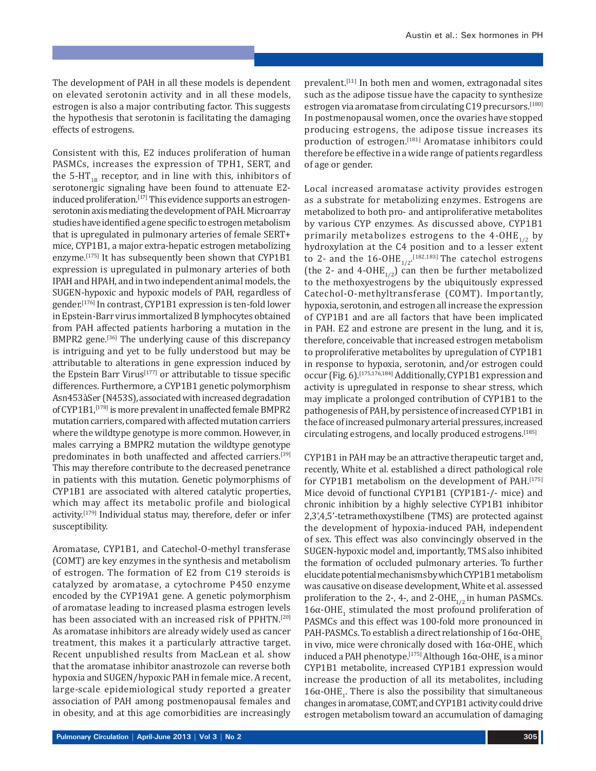The development of PAH in all these models is dependent on elevated serotonin activity and in all these models, estrogen is also a major contributing factor. This suggests the hypothesis that serotonin is facilitating the damaging effects of estrogens.

Consistent with this, E2 induces proliferation of human PASMCs, increases the expression of TPH1, SERT, and the 5-$HT_{1B}$ receptor, and in line with this, inhibitors of serotonergic signaling have been found to attenuate E2-induced proliferation.[17] This evidence supports an estrogen-serotonin axis mediating the development of PAH. Microarray studies have identified a gene specific to estrogen metabolism that is upregulated in pulmonary arteries of female SERT+ mice, CYP1B1, a major extra-hepatic estrogen metabolizing enzyme.[175] It has subsequently been shown that CYP1B1 expression is upregulated in pulmonary arteries of both IPAH and HPAH, and in two independent animal models, the SUGEN-hypoxic and hypoxic models of PAH, regardless of gender.[176] In contrast, CYP1B1 expression is ten-fold lower in Epstein-Barr virus immortalized B lymphocytes obtained from PAH affected patients harboring a mutation in the BMPR2 gene.[36] The underlying cause of this discrepancy is intriguing and yet to be fully understood but may be attributable to alterations in gene expression induced by the Epstein Barr Virus[177] or attributable to tissue specific differences. Furthermore, a CYP1B1 genetic polymorphism Asn453àSer (N453S), associated with increased degradation of CYP1B1,[178] is more prevalent in unaffected female BMPR2 mutation carriers, compared with affected mutation carriers where the wildtype genotype is more common. However, in males carrying a BMPR2 mutation the wildtype genotype predominates in both unaffected and affected carriers.[39] This may therefore contribute to the decreased penetrance in patients with this mutation. Genetic polymorphisms of CYP1B1 are associated with altered catalytic properties, which may affect its metabolic profile and biological activity.[179] Individual status may, therefore, defer or infer susceptibility.

Aromatase, CYP1B1, and Catechol-O-methyl transferase (COMT) are key enzymes in the synthesis and metabolism of estrogen. The formation of E2 from C19 steroids is catalyzed by aromatase, a cytochrome P450 enzyme encoded by the CYP19A1 gene. A genetic polymorphism of aromatase leading to increased plasma estrogen levels has been associated with an increased risk of PPHTN.[20] As aromatase inhibitors are already widely used as cancer treatment, this makes it a particularly attractive target. Recent unpublished results from MacLean et al. show that the aromatase inhibitor anastrozole can reverse both hypoxia and SUGEN/hypoxic PAH in female mice. A recent, large-scale epidemiological study reported a greater association of PAH among postmenopausal females and in obesity, and at this age comorbidities are increasingly prevalent.[11] In both men and women, extragonadal sites such as the adipose tissue have the capacity to synthesize estrogen via aromatase from circulating C19 precursors.[180] In postmenopausal women, once the ovaries have stopped producing estrogens, the adipose tissue increases its production of estrogen.[181] Aromatase inhibitors could therefore be effective in a wide range of patients regardless of age or gender.

Local increased aromatase activity provides estrogen as a substrate for metabolizing enzymes. Estrogens are metabolized to both pro- and antiproliferative metabolites by various CYP enzymes. As discussed above, CYP1B1 primarily metabolizes estrogens to the 4-$OHE_{1/2}$ by hydroxylation at the C4 position and to a lesser extent to 2- and the 16-$OHE_{1/2}$.[182,183] The catechol estrogens (the 2- and 4-$OHE_{1/2}$) can then be further metabolized to the methoxyestrogens by the ubiquitously expressed Catechol-O-methyltransferase (COMT). Importantly, hypoxia, serotonin, and estrogen all increase the expression of CYP1B1 and are all factors that have been implicated in PAH. E2 and estrone are present in the lung, and it is, therefore, conceivable that increased estrogen metabolism to proproliferative metabolites by upregulation of CYP1B1 in response to hypoxia, serotonin, and/or estrogen could occur (Fig. 6).[175,176,184] Additionally, CYP1B1 expression and activity is upregulated in response to shear stress, which may implicate a prolonged contribution of CYP1B1 to the pathogenesis of PAH, by persistence of increased CYP1B1 in the face of increased pulmonary arterial pressures, increased circulating estrogens, and locally produced estrogens.[185]

CYP1B1 in PAH may be an attractive therapeutic target and, recently, White et al. established a direct pathological role for CYP1B1 metabolism on the development of PAH.[175] Mice devoid of functional CYP1B1 (CYP1B1-/- mice) and chronic inhibition by a highly selective CYP1B1 inhibitor 2,3',4,5'-tetramethoxystilbene (TMS) are protected against the development of hypoxia-induced PAH, independent of sex. This effect was also convincingly observed in the SUGEN-hypoxic model and, importantly, TMS also inhibited the formation of occluded pulmonary arteries. To further elucidate potential mechanisms by which CYP1B1 metabolism was causative on disease development, White et al. assessed proliferation to the 2-, 4-, and 2-$OHE_{1/2}$ in human PASMCs. 16α-$OHE_1$ stimulated the most profound proliferation of PASMCs and this effect was 100-fold more pronounced in PAH-PASMCs. To establish a direct relationship of 16α-$OHE_1$ in vivo, mice were chronically dosed with 16α-$OHE_1$ which induced a PAH phenotype.[175] Although 16α-$OHE_1$ is a minor CYP1B1 metabolite, increased CYP1B1 expression would increase the production of all its metabolites, including 16α-$OHE_1$. There is also the possibility that simultaneous changes in aromatase, COMT, and CYP1B1 activity could drive estrogen metabolism toward an accumulation of damaging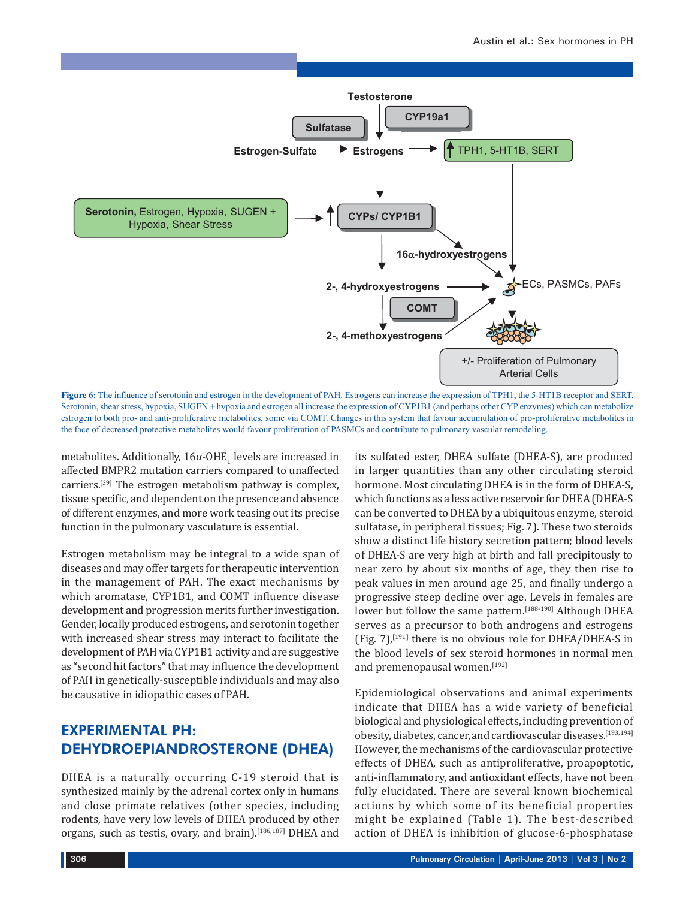Figure 6: The influence of serotonin and estrogen in the development of PAH. Estrogens can increase the expression of TPH1, the 5-HT1B receptor and SERT. Serotonin, shear stress, hypoxia, SUGEN + hypoxia and estrogen all increase the expression of CYP1B1 (and perhaps other CYP enzymes) which can metabolize estrogen to both pro- and anti-proliferative metabolites, some via COMT. Changes in this system that favour accumulation of pro-proliferative metabolites in the face of decreased protective metabolites would favour proliferation of PASMCs and contribute to pulmonary vascular remodeling.

metabolites. Additionally, 16α-OHE$_1$ levels are increased in affected BMPR2 mutation carriers compared to unaffected carriers.[39] The estrogen metabolism pathway is complex, tissue specific, and dependent on the presence and absence of different enzymes, and more work teasing out its precise function in the pulmonary vasculature is essential.

Estrogen metabolism may be integral to a wide span of diseases and may offer targets for therapeutic intervention in the management of PAH. The exact mechanisms by which aromatase, CYP1B1, and COMT influence disease development and progression merits further investigation. Gender, locally produced estrogens, and serotonin together with increased shear stress may interact to facilitate the development of PAH via CYP1B1 activity and are suggestive as "second hit factors" that may influence the development of PAH in genetically-susceptible individuals and may also be causative in idiopathic cases of PAH.

## EXPERIMENTAL PH: DEHYDROEPIANDROSTERONE (DHEA)

DHEA is a naturally occurring C-19 steroid that is synthesized mainly by the adrenal cortex only in humans and close primate relatives (other species, including rodents, have very low levels of DHEA produced by other organs, such as testis, ovary, and brain).[186,187] DHEA and its sulfated ester, DHEA sulfate (DHEA-S), are produced in larger quantities than any other circulating steroid hormone. Most circulating DHEA is in the form of DHEA-S, which functions as a less active reservoir for DHEA (DHEA-S can be converted to DHEA by a ubiquitous enzyme, steroid sulfatase, in peripheral tissues; Fig. 7). These two steroids show a distinct life history secretion pattern; blood levels of DHEA-S are very high at birth and fall precipitously to near zero by about six months of age, they then rise to peak values in men around age 25, and finally undergo a progressive steep decline over age. Levels in females are lower but follow the same pattern.[188-190] Although DHEA serves as a precursor to both androgens and estrogens (Fig. 7),[191] there is no obvious role for DHEA/DHEA-S in the blood levels of sex steroid hormones in normal men and premenopausal women.[192]

Epidemiological observations and animal experiments indicate that DHEA has a wide variety of beneficial biological and physiological effects, including prevention of obesity, diabetes, cancer, and cardiovascular diseases.[193,194] However, the mechanisms of the cardiovascular protective effects of DHEA, such as antiproliferative, proapoptotic, anti-inflammatory, and antioxidant effects, have not been fully elucidated. There are several known biochemical actions by which some of its beneficial properties might be explained (Table 1). The best-described action of DHEA is inhibition of glucose-6-phosphatase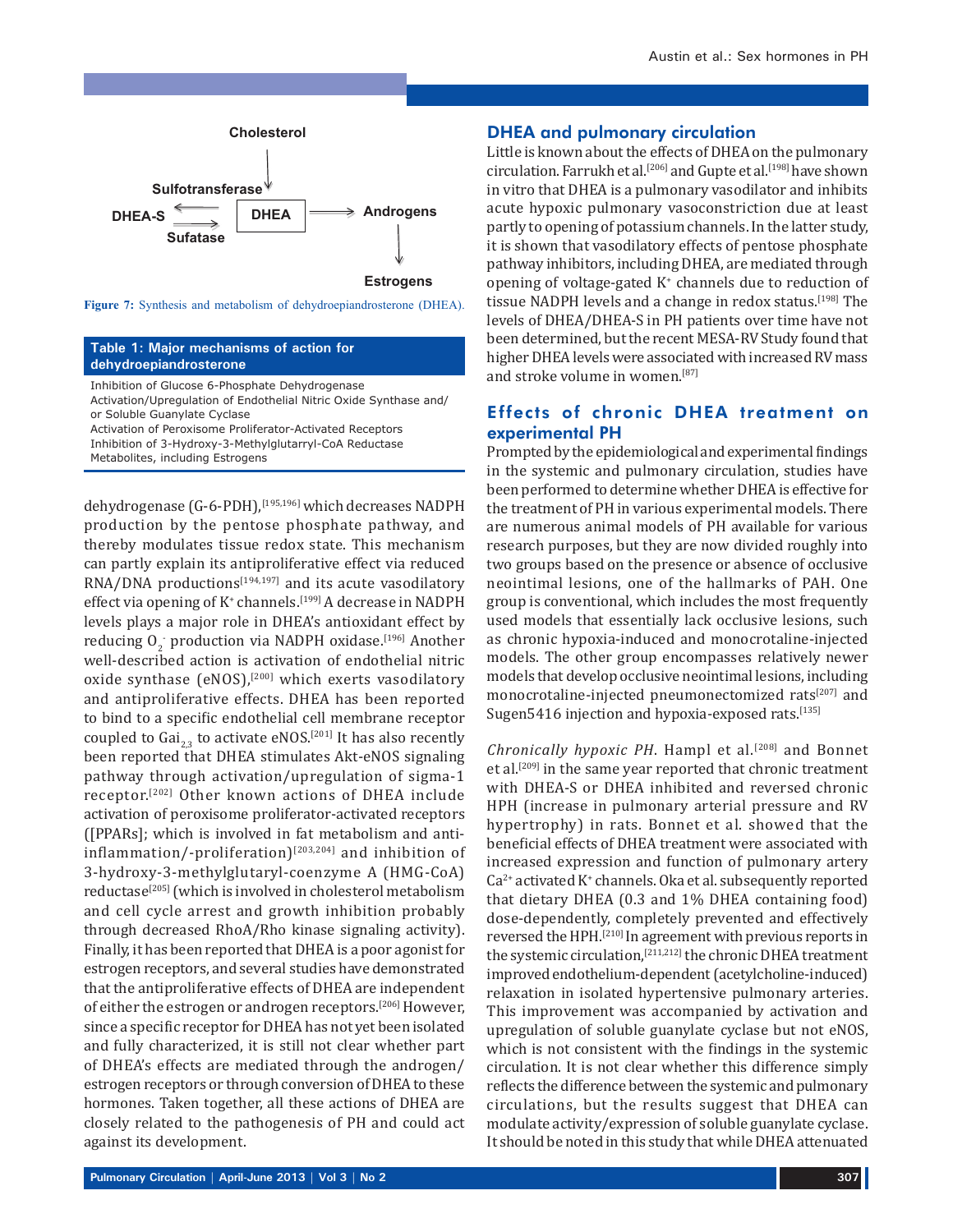Cholesterol

Sulfotransferase

DHEA-S

DHEA

Androgens

Sufatase

Estrogens

Figure 7: Synthesis and metabolism of dehydroepiandrosterone (DHEA).

| Table 1: Major mechanisms of action for dehydroepiandrosterone |
|---|
| Inhibition of Glucose 6-Phosphate Dehydrogenase |
| Activation/Upregulation of Endothelial Nitric Oxide Synthase and/or Soluble Guanylate Cyclase |
| Activation of Peroxisome Proliferator-Activated Receptors |
| Inhibition of 3-Hydroxy-3-Methylglutaryl-CoA Reductase |
| Metabolites, including Estrogens |

dehydrogenase (G-6-PDH),[195,196] which decreases NADPH production by the pentose phosphate pathway, and thereby modulates tissue redox state. This mechanism can partly explain its antiproliferative effect via reduced RNA/DNA productions[194,197] and its acute vasodilatory effect via opening of $K^+$ channels.[199] A decrease in NADPH levels plays a major role in DHEA's antioxidant effect by reducing $O_2^-$ production via NADPH oxidase.[196] Another well-described action is activation of endothelial nitric oxide synthase (eNOS),[200] which exerts vasodilatory and antiproliferative effects. DHEA has been reported to bind to a specific endothelial cell membrane receptor coupled to $G\alpha i_{2,3}$ to activate eNOS.[201] It has also recently been reported that DHEA stimulates Akt-eNOS signaling pathway through activation/upregulation of sigma-1 receptor.[202] Other known actions of DHEA include activation of peroxisome proliferator-activated receptors ([PPARs]; which is involved in fat metabolism and anti-inflammation/-proliferation)[203,204] and inhibition of 3-hydroxy-3-methylglutaryl-coenzyme A (HMG-CoA) reductase[205] (which is involved in cholesterol metabolism and cell cycle arrest and growth inhibition probably through decreased RhoA/Rho kinase signaling activity). Finally, it has been reported that DHEA is a poor agonist for estrogen receptors, and several studies have demonstrated that the antiproliferative effects of DHEA are independent of either the estrogen or androgen receptors.[206] However, since a specific receptor for DHEA has not yet been isolated and fully characterized, it is still not clear whether part of DHEA's effects are mediated through the androgen/estrogen receptors or through conversion of DHEA to these hormones. Taken together, all these actions of DHEA are closely related to the pathogenesis of PH and could act against its development.

## DHEA and pulmonary circulation

Little is known about the effects of DHEA on the pulmonary circulation. Farrukh et al.[206] and Gupte et al.[198] have shown in vitro that DHEA is a pulmonary vasodilator and inhibits acute hypoxic pulmonary vasoconstriction due at least partly to opening of potassium channels. In the latter study, it is shown that vasodilatory effects of pentose phosphate pathway inhibitors, including DHEA, are mediated through opening of voltage-gated $K^+$ channels due to reduction of tissue NADPH levels and a change in redox status.[198] The levels of DHEA/DHEA-S in PH patients over time have not been determined, but the recent MESA-RV Study found that higher DHEA levels were associated with increased RV mass and stroke volume in women.[87]

## Effects of chronic DHEA treatment on experimental PH

Prompted by the epidemiological and experimental findings in the systemic and pulmonary circulation, studies have been performed to determine whether DHEA is effective for the treatment of PH in various experimental models. There are numerous animal models of PH available for various research purposes, but they are now divided roughly into two groups based on the presence or absence of occlusive neointimal lesions, one of the hallmarks of PAH. One group is conventional, which includes the most frequently used models that essentially lack occlusive lesions, such as chronic hypoxia-induced and monocrotaline-injected models. The other group encompasses relatively newer models that develop occlusive neointimal lesions, including monocrotaline-injected pneumonectomized rats[207] and Sugen5416 injection and hypoxia-exposed rats.[135]

*Chronically hypoxic PH*. Hampl et al.[208] and Bonnet et al.[209] in the same year reported that chronic treatment with DHEA-S or DHEA inhibited and reversed chronic HPH (increase in pulmonary arterial pressure and RV hypertrophy) in rats. Bonnet et al. showed that the beneficial effects of DHEA treatment were associated with increased expression and function of pulmonary artery $Ca^{2+}$ activated $K^+$ channels. Oka et al. subsequently reported that dietary DHEA (0.3 and 1% DHEA containing food) dose-dependently, completely prevented and effectively reversed the HPH.[210] In agreement with previous reports in the systemic circulation,[211,212] the chronic DHEA treatment improved endothelium-dependent (acetylcholine-induced) relaxation in isolated hypertensive pulmonary arteries. This improvement was accompanied by activation and upregulation of soluble guanylate cyclase but not eNOS, which is not consistent with the findings in the systemic circulation. It is not clear whether this difference simply reflects the difference between the systemic and pulmonary circulations, but the results suggest that DHEA can modulate activity/expression of soluble guanylate cyclase. It should be noted in this study that while DHEA attenuated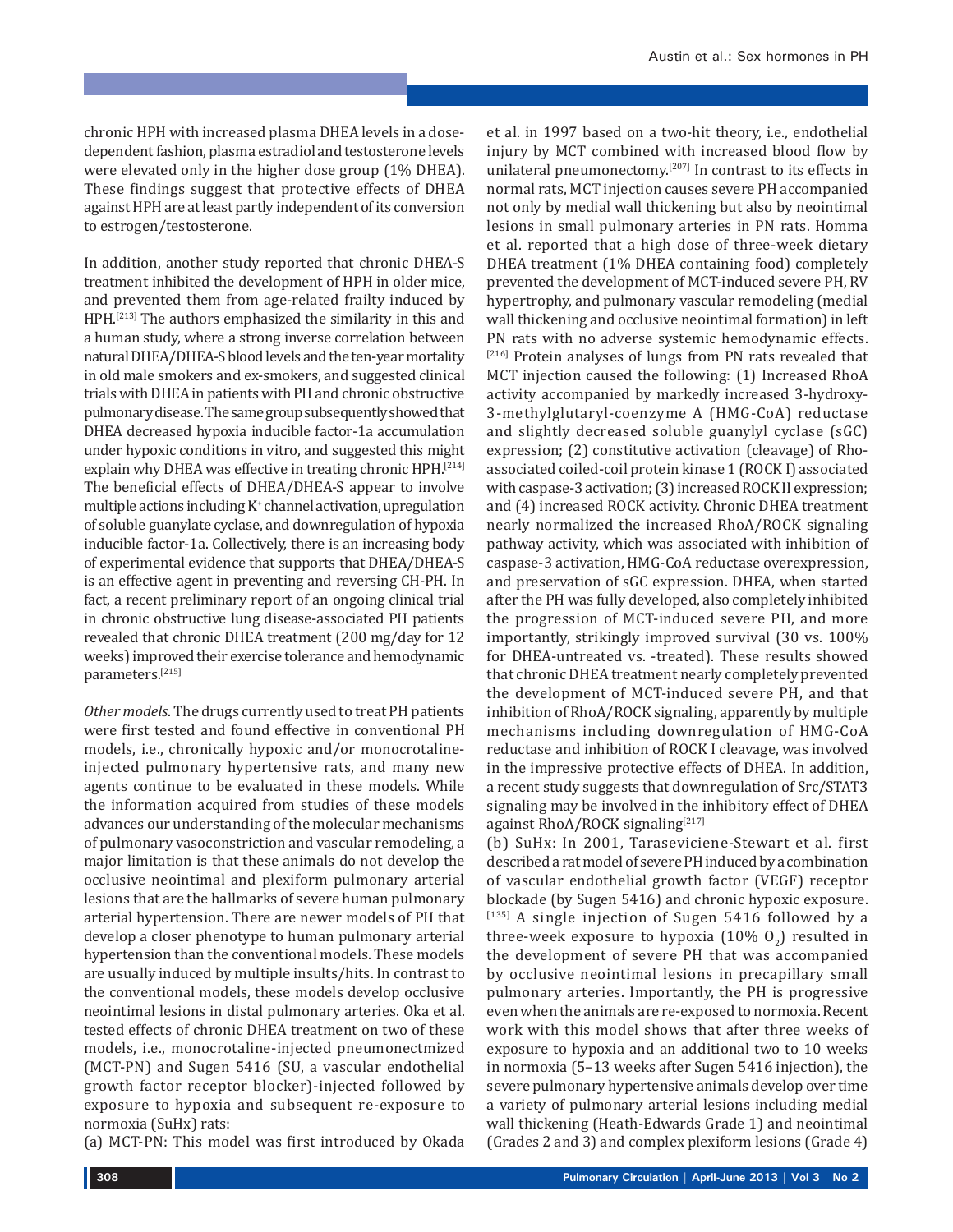chronic HPH with increased plasma DHEA levels in a dose-dependent fashion, plasma estradiol and testosterone levels were elevated only in the higher dose group (1% DHEA). These findings suggest that protective effects of DHEA against HPH are at least partly independent of its conversion to estrogen/testosterone.

In addition, another study reported that chronic DHEA-S treatment inhibited the development of HPH in older mice, and prevented them from age-related frailty induced by HPH.[213] The authors emphasized the similarity in this and a human study, where a strong inverse correlation between natural DHEA/DHEA-S blood levels and the ten-year mortality in old male smokers and ex-smokers, and suggested clinical trials with DHEA in patients with PH and chronic obstructive pulmonary disease. The same group subsequently showed that DHEA decreased hypoxia inducible factor-1a accumulation under hypoxic conditions in vitro, and suggested this might explain why DHEA was effective in treating chronic HPH.[214] The beneficial effects of DHEA/DHEA-S appear to involve multiple actions including $K^+$ channel activation, upregulation of soluble guanylate cyclase, and downregulation of hypoxia inducible factor-1a. Collectively, there is an increasing body of experimental evidence that supports that DHEA/DHEA-S is an effective agent in preventing and reversing CH-PH. In fact, a recent preliminary report of an ongoing clinical trial in chronic obstructive lung disease-associated PH patients revealed that chronic DHEA treatment (200 mg/day for 12 weeks) improved their exercise tolerance and hemodynamic parameters.[215]

*Other models*. The drugs currently used to treat PH patients were first tested and found effective in conventional PH models, i.e., chronically hypoxic and/or monocrotaline-injected pulmonary hypertensive rats, and many new agents continue to be evaluated in these models. While the information acquired from studies of these models advances our understanding of the molecular mechanisms of pulmonary vasoconstriction and vascular remodeling, a major limitation is that these animals do not develop the occlusive neointimal and plexiform pulmonary arterial lesions that are the hallmarks of severe human pulmonary arterial hypertension. There are newer models of PH that develop a closer phenotype to human pulmonary arterial hypertension than the conventional models. These models are usually induced by multiple insults/hits. In contrast to the conventional models, these models develop occlusive neointimal lesions in distal pulmonary arteries. Oka et al. tested effects of chronic DHEA treatment on two of these models, i.e., monocrotaline-injected pneumonectmized (MCT-PN) and Sugen 5416 (SU, a vascular endothelial growth factor receptor blocker)-injected followed by exposure to hypoxia and subsequent re-exposure to normoxia (SuHx) rats:

(a) MCT-PN: This model was first introduced by Okada et al. in 1997 based on a two-hit theory, i.e., endothelial injury by MCT combined with increased blood flow by unilateral pneumonectomy.[207] In contrast to its effects in normal rats, MCT injection causes severe PH accompanied not only by medial wall thickening but also by neointimal lesions in small pulmonary arteries in PN rats. Homma et al. reported that a high dose of three-week dietary DHEA treatment (1% DHEA containing food) completely prevented the development of MCT-induced severe PH, RV hypertrophy, and pulmonary vascular remodeling (medial wall thickening and occlusive neointimal formation) in left PN rats with no adverse systemic hemodynamic effects.[216] Protein analyses of lungs from PN rats revealed that MCT injection caused the following: (1) Increased RhoA activity accompanied by markedly increased 3-hydroxy-3-methylglutaryl-coenzyme A (HMG-CoA) reductase and slightly decreased soluble guanylyl cyclase (sGC) expression; (2) constitutive activation (cleavage) of Rho-associated coiled-coil protein kinase 1 (ROCK I) associated with caspase-3 activation; (3) increased ROCK II expression; and (4) increased ROCK activity. Chronic DHEA treatment nearly normalized the increased RhoA/ROCK signaling pathway activity, which was associated with inhibition of caspase-3 activation, HMG-CoA reductase overexpression, and preservation of sGC expression. DHEA, when started after the PH was fully developed, also completely inhibited the progression of MCT-induced severe PH, and more importantly, strikingly improved survival (30 vs. 100% for DHEA-untreated vs. -treated). These results showed that chronic DHEA treatment nearly completely prevented the development of MCT-induced severe PH, and that inhibition of RhoA/ROCK signaling, apparently by multiple mechanisms including downregulation of HMG-CoA reductase and inhibition of ROCK I cleavage, was involved in the impressive protective effects of DHEA. In addition, a recent study suggests that downregulation of Src/STAT3 signaling may be involved in the inhibitory effect of DHEA against RhoA/ROCK signaling[217]

(b) SuHx: In 2001, Taraseviciene-Stewart et al. first described a rat model of severe PH induced by a combination of vascular endothelial growth factor (VEGF) receptor blockade (by Sugen 5416) and chronic hypoxic exposure.[135] A single injection of Sugen 5416 followed by a three-week exposure to hypoxia (10% $O_2$) resulted in the development of severe PH that was accompanied by occlusive neointimal lesions in precapillary small pulmonary arteries. Importantly, the PH is progressive even when the animals are re-exposed to normoxia. Recent work with this model shows that after three weeks of exposure to hypoxia and an additional two to 10 weeks in normoxia (5–13 weeks after Sugen 5416 injection), the severe pulmonary hypertensive animals develop over time a variety of pulmonary arterial lesions including medial wall thickening (Heath-Edwards Grade 1) and neointimal (Grades 2 and 3) and complex plexiform lesions (Grade 4)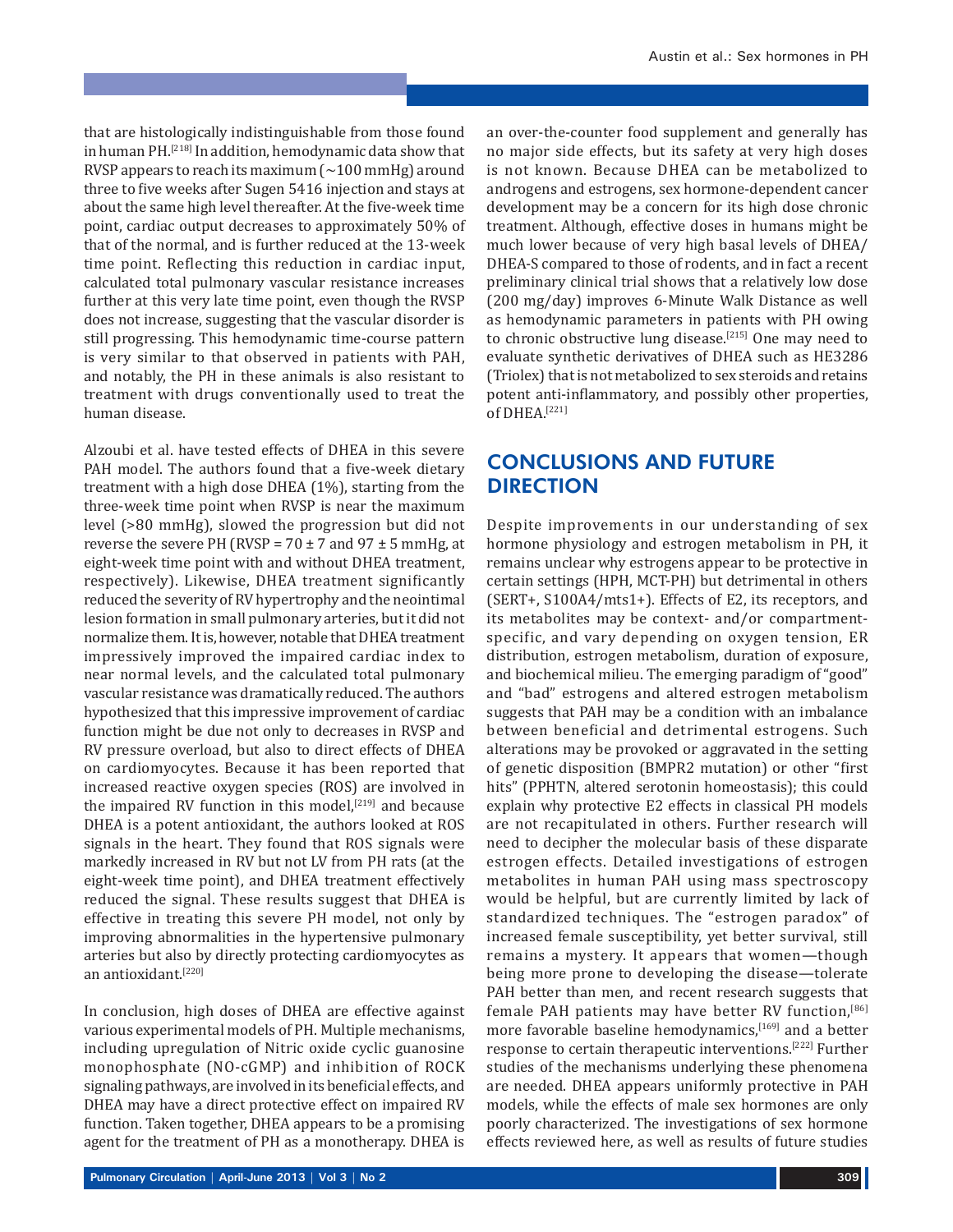that are histologically indistinguishable from those found in human PH.[218] In addition, hemodynamic data show that RVSP appears to reach its maximum (~100 mmHg) around three to five weeks after Sugen 5416 injection and stays at about the same high level thereafter. At the five-week time point, cardiac output decreases to approximately 50% of that of the normal, and is further reduced at the 13-week time point. Reflecting this reduction in cardiac input, calculated total pulmonary vascular resistance increases further at this very late time point, even though the RVSP does not increase, suggesting that the vascular disorder is still progressing. This hemodynamic time-course pattern is very similar to that observed in patients with PAH, and notably, the PH in these animals is also resistant to treatment with drugs conventionally used to treat the human disease.

Alzoubi et al. have tested effects of DHEA in this severe PAH model. The authors found that a five-week dietary treatment with a high dose DHEA (1%), starting from the three-week time point when RVSP is near the maximum level (>80 mmHg), slowed the progression but did not reverse the severe PH (RVSP = 70 ± 7 and 97 ± 5 mmHg, at eight-week time point with and without DHEA treatment, respectively). Likewise, DHEA treatment significantly reduced the severity of RV hypertrophy and the neointimal lesion formation in small pulmonary arteries, but it did not normalize them. It is, however, notable that DHEA treatment impressively improved the impaired cardiac index to near normal levels, and the calculated total pulmonary vascular resistance was dramatically reduced. The authors hypothesized that this impressive improvement of cardiac function might be due not only to decreases in RVSP and RV pressure overload, but also to direct effects of DHEA on cardiomyocytes. Because it has been reported that increased reactive oxygen species (ROS) are involved in the impaired RV function in this model,[219] and because DHEA is a potent antioxidant, the authors looked at ROS signals in the heart. They found that ROS signals were markedly increased in RV but not LV from PH rats (at the eight-week time point), and DHEA treatment effectively reduced the signal. These results suggest that DHEA is effective in treating this severe PH model, not only by improving abnormalities in the hypertensive pulmonary arteries but also by directly protecting cardiomyocytes as an antioxidant.[220]

In conclusion, high doses of DHEA are effective against various experimental models of PH. Multiple mechanisms, including upregulation of Nitric oxide cyclic guanosine monophosphate (NO-cGMP) and inhibition of ROCK signaling pathways, are involved in its beneficial effects, and DHEA may have a direct protective effect on impaired RV function. Taken together, DHEA appears to be a promising agent for the treatment of PH as a monotherapy. DHEA is an over-the-counter food supplement and generally has no major side effects, but its safety at very high doses is not known. Because DHEA can be metabolized to androgens and estrogens, sex hormone-dependent cancer development may be a concern for its high dose chronic treatment. Although, effective doses in humans might be much lower because of very high basal levels of DHEA/DHEA-S compared to those of rodents, and in fact a recent preliminary clinical trial shows that a relatively low dose (200 mg/day) improves 6-Minute Walk Distance as well as hemodynamic parameters in patients with PH owing to chronic obstructive lung disease.[215] One may need to evaluate synthetic derivatives of DHEA such as HE3286 (Triolex) that is not metabolized to sex steroids and retains potent anti-inflammatory, and possibly other properties, of DHEA.[221]

## CONCLUSIONS AND FUTURE DIRECTION

Despite improvements in our understanding of sex hormone physiology and estrogen metabolism in PH, it remains unclear why estrogens appear to be protective in certain settings (HPH, MCT-PH) but detrimental in others (SERT+, S100A4/mts1+). Effects of E2, its receptors, and its metabolites may be context- and/or compartment-specific, and vary depending on oxygen tension, ER distribution, estrogen metabolism, duration of exposure, and biochemical milieu. The emerging paradigm of "good" and "bad" estrogens and altered estrogen metabolism suggests that PAH may be a condition with an imbalance between beneficial and detrimental estrogens. Such alterations may be provoked or aggravated in the setting of genetic disposition (BMPR2 mutation) or other "first hits" (PPHTN, altered serotonin homeostasis); this could explain why protective E2 effects in classical PH models are not recapitulated in others. Further research will need to decipher the molecular basis of these disparate estrogen effects. Detailed investigations of estrogen metabolites in human PAH using mass spectroscopy would be helpful, but are currently limited by lack of standardized techniques. The "estrogen paradox" of increased female susceptibility, yet better survival, still remains a mystery. It appears that women—though being more prone to developing the disease—tolerate PAH better than men, and recent research suggests that female PAH patients may have better RV function,[86] more favorable baseline hemodynamics,[169] and a better response to certain therapeutic interventions.[222] Further studies of the mechanisms underlying these phenomena are needed. DHEA appears uniformly protective in PAH models, while the effects of male sex hormones are only poorly characterized. The investigations of sex hormone effects reviewed here, as well as results of future studies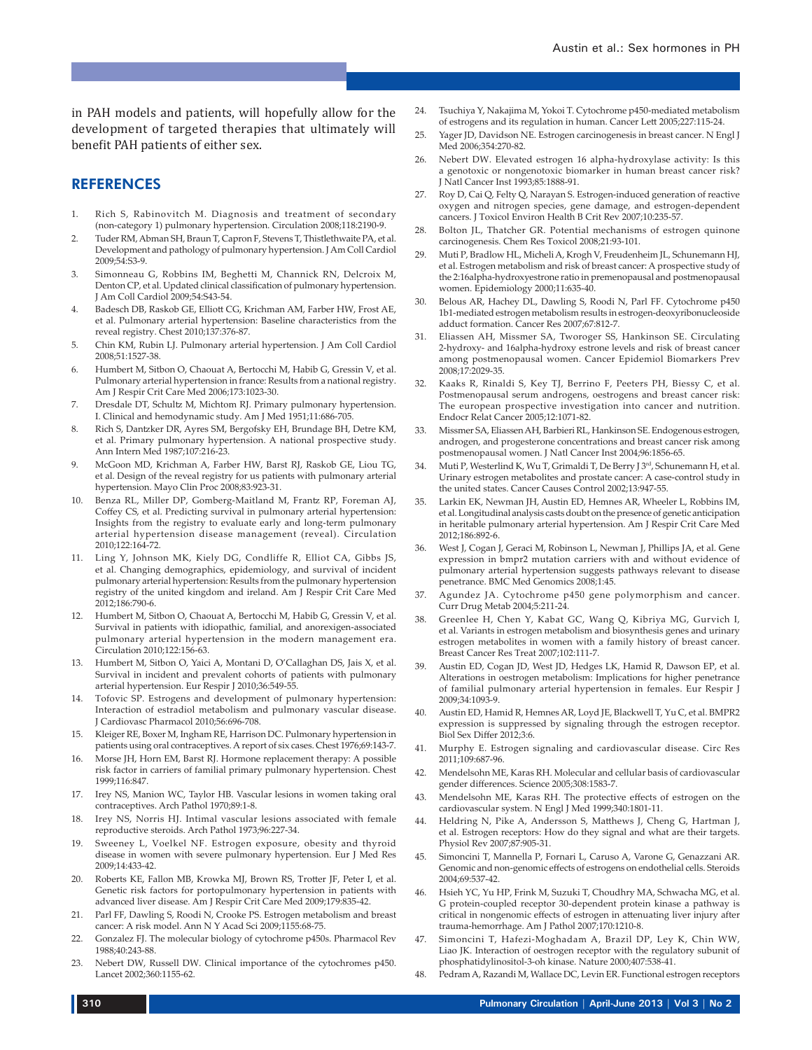in PAH models and patients, will hopefully allow for the development of targeted therapies that ultimately will benefit PAH patients of either sex.

## REFERENCES

1. Rich S, Rabinovitch M. Diagnosis and treatment of secondary (non-category 1) pulmonary hypertension. Circulation 2008;118:2190-9.
2. Tuder RM, Abman SH, Braun T, Capron F, Stevens T, Thistlethwaite PA, et al. Development and pathology of pulmonary hypertension. J Am Coll Cardiol 2009;54:S3-9.
3. Simonneau G, Robbins IM, Beghetti M, Channick RN, Delcroix M, Denton CP, et al. Updated clinical classification of pulmonary hypertension. J Am Coll Cardiol 2009;54:S43-54.
4. Badesch DB, Raskob GE, Elliott CG, Krichman AM, Farber HW, Frost AE, et al. Pulmonary arterial hypertension: Baseline characteristics from the reveal registry. Chest 2010;137:376-87.
5. Chin KM, Rubin LJ. Pulmonary arterial hypertension. J Am Coll Cardiol 2008;51:1527-38.
6. Humbert M, Sitbon O, Chaouat A, Bertocchi M, Habib G, Gressin V, et al. Pulmonary arterial hypertension in france: Results from a national registry. Am J Respir Crit Care Med 2006;173:1023-30.
7. Dresdale DT, Schultz M, Michtom RJ. Primary pulmonary hypertension. I. Clinical and hemodynamic study. Am J Med 1951;11:686-705.
8. Rich S, Dantzker DR, Ayres SM, Bergofsky EH, Brundage BH, Detre KM, et al. Primary pulmonary hypertension. A national prospective study. Ann Intern Med 1987;107:216-23.
9. McGoon MD, Krichman A, Farber HW, Barst RJ, Raskob GE, Liou TG, et al. Design of the reveal registry for us patients with pulmonary arterial hypertension. Mayo Clin Proc 2008;83:923-31.
10. Benza RL, Miller DP, Gomberg-Maitland M, Frantz RP, Foreman AJ, Coffey CS, et al. Predicting survival in pulmonary arterial hypertension: Insights from the registry to evaluate early and long-term pulmonary arterial hypertension disease management (reveal). Circulation 2010;122:164-72.
11. Ling Y, Johnson MK, Kiely DG, Condliffe R, Elliot CA, Gibbs JS, et al. Changing demographics, epidemiology, and survival of incident pulmonary arterial hypertension: Results from the pulmonary hypertension registry of the united kingdom and ireland. Am J Respir Crit Care Med 2012;186:790-6.
12. Humbert M, Sitbon O, Chaouat A, Bertocchi M, Habib G, Gressin V, et al. Survival in patients with idiopathic, familial, and anorexigen-associated pulmonary arterial hypertension in the modern management era. Circulation 2010;122:156-63.
13. Humbert M, Sitbon O, Yaici A, Montani D, O'Callaghan DS, Jais X, et al. Survival in incident and prevalent cohorts of patients with pulmonary arterial hypertension. Eur Respir J 2010;36:549-55.
14. Tofovic SP. Estrogens and development of pulmonary hypertension: Interaction of estradiol metabolism and pulmonary vascular disease. J Cardiovasc Pharmacol 2010;56:696-708.
15. Kleiger RE, Boxer M, Ingham RE, Harrison DC. Pulmonary hypertension in patients using oral contraceptives. A report of six cases. Chest 1976;69:143-7.
16. Morse JH, Horn EM, Barst RJ. Hormone replacement therapy: A possible risk factor in carriers of familial primary pulmonary hypertension. Chest 1999;116:847.
17. Irey NS, Manion WC, Taylor HB. Vascular lesions in women taking oral contraceptives. Arch Pathol 1970;89:1-8.
18. Irey NS, Norris HJ. Intimal vascular lesions associated with female reproductive steroids. Arch Pathol 1973;96:227-34.
19. Sweeney L, Voelkel NF. Estrogen exposure, obesity and thyroid disease in women with severe pulmonary hypertension. Eur J Med Res 2009;14:433-42.
20. Roberts KE, Fallon MB, Krowka MJ, Brown RS, Trotter JF, Peter I, et al. Genetic risk factors for portopulmonary hypertension in patients with advanced liver disease. Am J Respir Crit Care Med 2009;179:835-42.
21. Parl FF, Dawling S, Roodi N, Crooke PS. Estrogen metabolism and breast cancer: A risk model. Ann N Y Acad Sci 2009;1155:68-75.
22. Gonzalez FJ. The molecular biology of cytochrome p450s. Pharmacol Rev 1988;40:243-88.
23. Nebert DW, Russell DW. Clinical importance of the cytochromes p450. Lancet 2002;360:1155-62.
24. Tsuchiya Y, Nakajima M, Yokoi T. Cytochrome p450-mediated metabolism of estrogens and its regulation in human. Cancer Lett 2005;227:115-24.
25. Yager JD, Davidson NE. Estrogen carcinogenesis in breast cancer. N Engl J Med 2006;354:270-82.
26. Nebert DW. Elevated estrogen 16 alpha-hydroxylase activity: Is this a genotoxic or nongenotoxic biomarker in human breast cancer risk? J Natl Cancer Inst 1993;85:1888-91.
27. Roy D, Cai Q, Felty Q, Narayan S. Estrogen-induced generation of reactive oxygen and nitrogen species, gene damage, and estrogen-dependent cancers. J Toxicol Environ Health B Crit Rev 2007;10:235-57.
28. Bolton JL, Thatcher GR. Potential mechanisms of estrogen quinone carcinogenesis. Chem Res Toxicol 2008;21:93-101.
29. Muti P, Bradlow HL, Micheli A, Krogh V, Freudenheim JL, Schunemann HJ, et al. Estrogen metabolism and risk of breast cancer: A prospective study of the 2:16alpha-hydroxyestrone ratio in premenopausal and postmenopausal women. Epidemiology 2000;11:635-40.
30. Belous AR, Hachey DL, Dawling S, Roodi N, Parl FF. Cytochrome p450 1b1-mediated estrogen metabolism results in estrogen-deoxyribonucleoside adduct formation. Cancer Res 2007;67:812-7.
31. Eliassen AH, Missmer SA, Tworoger SS, Hankinson SE. Circulating 2-hydroxy- and 16alpha-hydroxy estrone levels and risk of breast cancer among postmenopausal women. Cancer Epidemiol Biomarkers Prev 2008;17:2029-35.
32. Kaaks R, Rinaldi S, Key TJ, Berrino F, Peeters PH, Biessy C, et al. Postmenopausal serum androgens, oestrogens and breast cancer risk: The european prospective investigation into cancer and nutrition. Endocr Relat Cancer 2005;12:1071-82.
33. Missmer SA, Eliassen AH, Barbieri RL, Hankinson SE. Endogenous estrogen, androgen, and progesterone concentrations and breast cancer risk among postmenopausal women. J Natl Cancer Inst 2004;96:1856-65.
34. Muti P, Westerlind K, Wu T, Grimaldi T, De Berry J 3rd, Schunemann H, et al. Urinary estrogen metabolites and prostate cancer: A case-control study in the united states. Cancer Causes Control 2002;13:947-55.
35. Larkin EK, Newman JH, Austin ED, Hemnes AR, Wheeler L, Robbins IM, et al. Longitudinal analysis casts doubt on the presence of genetic anticipation in heritable pulmonary arterial hypertension. Am J Respir Crit Care Med 2012;186:892-6.
36. West J, Cogan J, Geraci M, Robinson L, Newman J, Phillips JA, et al. Gene expression in bmpr2 mutation carriers with and without evidence of pulmonary arterial hypertension suggests pathways relevant to disease penetrance. BMC Med Genomics 2008;1:45.
37. Agundez JA. Cytochrome p450 gene polymorphism and cancer. Curr Drug Metab 2004;5:211-24.
38. Greenlee H, Chen Y, Kabat GC, Wang Q, Kibriya MG, Gurvich I, et al. Variants in estrogen metabolism and biosynthesis genes and urinary estrogen metabolites in women with a family history of breast cancer. Breast Cancer Res Treat 2007;102:111-7.
39. Austin ED, Cogan JD, West JD, Hedges LK, Hamid R, Dawson EP, et al. Alterations in oestrogen metabolism: Implications for higher penetrance of familial pulmonary arterial hypertension in females. Eur Respir J 2009;34:1093-9.
40. Austin ED, Hamid R, Hemnes AR, Loyd JE, Blackwell T, Yu C, et al. BMPR2 expression is suppressed by signaling through the estrogen receptor. Biol Sex Differ 2012;3:6.
41. Murphy E. Estrogen signaling and cardiovascular disease. Circ Res 2011;109:687-96.
42. Mendelsohn ME, Karas RH. Molecular and cellular basis of cardiovascular gender differences. Science 2005;308:1583-7.
43. Mendelsohn ME, Karas RH. The protective effects of estrogen on the cardiovascular system. N Engl J Med 1999;340:1801-11.
44. Heldring N, Pike A, Andersson S, Matthews J, Cheng G, Hartman J, et al. Estrogen receptors: How do they signal and what are their targets. Physiol Rev 2007;87:905-31.
45. Simoncini T, Mannella P, Fornari L, Caruso A, Varone G, Genazzani AR. Genomic and non-genomic effects of estrogens on endothelial cells. Steroids 2004;69:537-42.
46. Hsieh YC, Yu HP, Frink M, Suzuki T, Choudhry MA, Schwacha MG, et al. G protein-coupled receptor 30-dependent protein kinase a pathway is critical in nongenomic effects of estrogen in attenuating liver injury after trauma-hemorrhage. Am J Pathol 2007;170:1210-8.
47. Simoncini T, Hafezi-Moghadam A, Brazil DP, Ley K, Chin WW, Liao JK. Interaction of oestrogen receptor with the regulatory subunit of phosphatidylinositol-3-oh kinase. Nature 2000;407:538-41.
48. Pedram A, Razandi M, Wallace DC, Levin ER. Functional estrogen receptors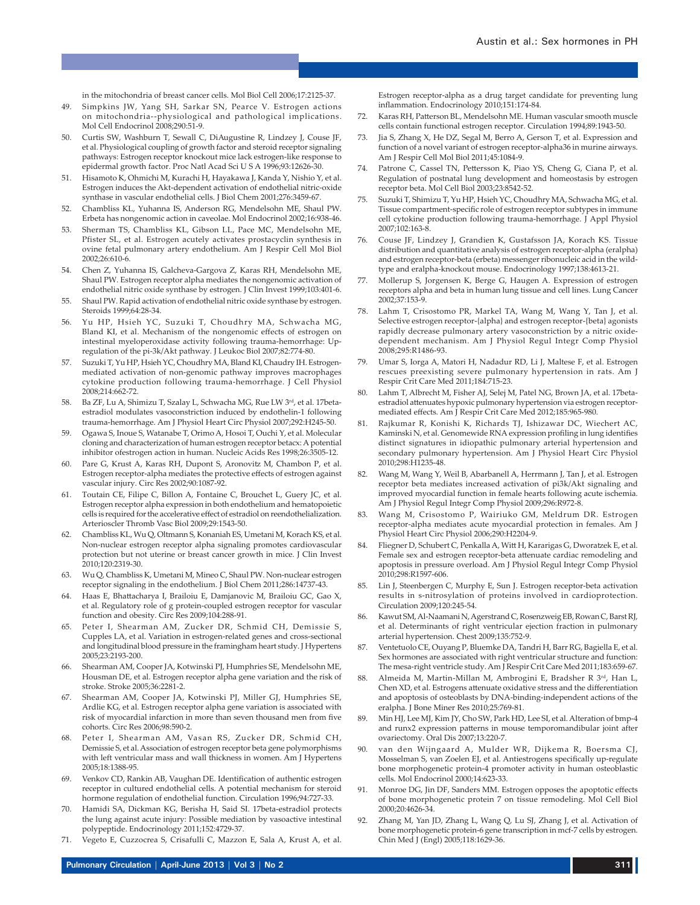in the mitochondria of breast cancer cells. Mol Biol Cell 2006;17:2125-37.

49. Simpkins JW, Yang SH, Sarkar SN, Pearce V. Estrogen actions on mitochondria--physiological and pathological implications. Mol Cell Endocrinol 2008;290:51-9.
50. Curtis SW, Washburn T, Sewall C, DiAugustine R, Lindzey J, Couse JF, et al. Physiological coupling of growth factor and steroid receptor signaling pathways: Estrogen receptor knockout mice lack estrogen-like response to epidermal growth factor. Proc Natl Acad Sci U S A 1996;93:12626-30.
51. Hisamoto K, Ohmichi M, Kurachi H, Hayakawa J, Kanda Y, Nishio Y, et al. Estrogen induces the Akt-dependent activation of endothelial nitric-oxide synthase in vascular endothelial cells. J Biol Chem 2001;276:3459-67.
52. Chambliss KL, Yuhanna IS, Anderson RG, Mendelsohn ME, Shaul PW. Erbeta has nongenomic action in caveolae. Mol Endocrinol 2002;16:938-46.
53. Sherman TS, Chambliss KL, Gibson LL, Pace MC, Mendelsohn ME, Pfister SL, et al. Estrogen acutely activates prostacyclin synthesis in ovine fetal pulmonary artery endothelium. Am J Respir Cell Mol Biol 2002;26:610-6.
54. Chen Z, Yuhanna IS, Galcheva-Gargova Z, Karas RH, Mendelsohn ME, Shaul PW. Estrogen receptor alpha mediates the nongenomic activation of endothelial nitric oxide synthase by estrogen. J Clin Invest 1999;103:401-6.
55. Shaul PW. Rapid activation of endothelial nitric oxide synthase by estrogen. Steroids 1999;64:28-34.
56. Yu HP, Hsieh YC, Suzuki T, Choudhry MA, Schwacha MG, Bland KI, et al. Mechanism of the nongenomic effects of estrogen on intestinal myeloperoxidase activity following trauma-hemorrhage: Up-regulation of the pi-3k/Akt pathway. J Leukoc Biol 2007;82:774-80.
57. Suzuki T, Yu HP, Hsieh YC, Choudhry MA, Bland KI, Chaudry IH. Estrogen-mediated activation of non-genomic pathway improves macrophages cytokine production following trauma-hemorrhage. J Cell Physiol 2008;214:662-72.
58. Ba ZF, Lu A, Shimizu T, Szalay L, Schwacha MG, Rue LW 3rd, et al. 17beta-estradiol modulates vasoconstriction induced by endothelin-1 following trauma-hemorrhage. Am J Physiol Heart Circ Physiol 2007;292:H245-50.
59. Ogawa S, Inoue S, Watanabe T, Orimo A, Hosoi T, Ouchi Y, et al. Molecular cloning and characterization of human estrogen receptor betacx: A potential inhibitor ofestrogen action in human. Nucleic Acids Res 1998;26:3505-12.
60. Pare G, Krust A, Karas RH, Dupont S, Aronovitz M, Chambon P, et al. Estrogen receptor-alpha mediates the protective effects of estrogen against vascular injury. Circ Res 2002;90:1087-92.
61. Toutain CE, Filipe C, Billon A, Fontaine C, Brouchet L, Guery JC, et al. Estrogen receptor alpha expression in both endothelium and hematopoietic cells is required for the accelerative effect of estradiol on reendothelialization. Arterioscler Thromb Vasc Biol 2009;29:1543-50.
62. Chambliss KL, Wu Q, Oltmann S, Konaniah ES, Umetani M, Korach KS, et al. Non-nuclear estrogen receptor alpha signaling promotes cardiovascular protection but not uterine or breast cancer growth in mice. J Clin Invest 2010;120:2319-30.
63. Wu Q, Chambliss K, Umetani M, Mineo C, Shaul PW. Non-nuclear estrogen receptor signaling in the endothelium. J Biol Chem 2011;286:14737-43.
64. Haas E, Bhattacharya I, Brailoiu E, Damjanovic M, Brailoiu GC, Gao X, et al. Regulatory role of g protein-coupled estrogen receptor for vascular function and obesity. Circ Res 2009;104:288-91.
65. Peter I, Shearman AM, Zucker DR, Schmid CH, Demissie S, Cupples LA, et al. Variation in estrogen-related genes and cross-sectional and longitudinal blood pressure in the framingham heart study. J Hypertens 2005;23:2193-200.
66. Shearman AM, Cooper JA, Kotwinski PJ, Humphries SE, Mendelsohn ME, Housman DE, et al. Estrogen receptor alpha gene variation and the risk of stroke. Stroke 2005;36:2281-2.
67. Shearman AM, Cooper JA, Kotwinski PJ, Miller GJ, Humphries SE, Ardlie KG, et al. Estrogen receptor alpha gene variation is associated with risk of myocardial infarction in more than seven thousand men from five cohorts. Circ Res 2006;98:590-2.
68. Peter I, Shearman AM, Vasan RS, Zucker DR, Schmid CH, Demissie S, et al. Association of estrogen receptor beta gene polymorphisms with left ventricular mass and wall thickness in women. Am J Hypertens 2005;18:1388-95.
69. Venkov CD, Rankin AB, Vaughan DE. Identification of authentic estrogen receptor in cultured endothelial cells. A potential mechanism for steroid hormone regulation of endothelial function. Circulation 1996;94:727-33.
70. Hamidi SA, Dickman KG, Berisha H, Said SI. 17beta-estradiol protects the lung against acute injury: Possible mediation by vasoactive intestinal polypeptide. Endocrinology 2011;152:4729-37.
71. Vegeto E, Cuzzocrea S, Crisafulli C, Mazzon E, Sala A, Krust A, et al. Estrogen receptor-alpha as a drug target candidate for preventing lung inflammation. Endocrinology 2010;151:174-84.
72. Karas RH, Patterson BL, Mendelsohn ME. Human vascular smooth muscle cells contain functional estrogen receptor. Circulation 1994;89:1943-50.
73. Jia S, Zhang X, He DZ, Segal M, Berro A, Gerson T, et al. Expression and function of a novel variant of estrogen receptor-alpha36 in murine airways. Am J Respir Cell Mol Biol 2011;45:1084-9.
74. Patrone C, Cassel TN, Pettersson K, Piao YS, Cheng G, Ciana P, et al. Regulation of postnatal lung development and homeostasis by estrogen receptor beta. Mol Cell Biol 2003;23:8542-52.
75. Suzuki T, Shimizu T, Yu HP, Hsieh YC, Choudhry MA, Schwacha MG, et al. Tissue compartment-specific role of estrogen receptor subtypes in immune cell cytokine production following trauma-hemorrhage. J Appl Physiol 2007;102:163-8.
76. Couse JF, Lindzey J, Grandien K, Gustafsson JA, Korach KS. Tissue distribution and quantitative analysis of estrogen receptor-alpha (eralpha) and estrogen receptor-beta (erbeta) messenger ribonucleic acid in the wild-type and eralpha-knockout mouse. Endocrinology 1997;138:4613-21.
77. Mollerup S, Jorgensen K, Berge G, Haugen A. Expression of estrogen receptors alpha and beta in human lung tissue and cell lines. Lung Cancer 2002;37:153-9.
78. Lahm T, Crisostomo PR, Markel TA, Wang M, Wang Y, Tan J, et al. Selective estrogen receptor-{alpha} and estrogen receptor-{beta} agonists rapidly decrease pulmonary artery vasoconstriction by a nitric oxide-dependent mechanism. Am J Physiol Regul Integr Comp Physiol 2008;295:R1486-93.
79. Umar S, Iorga A, Matori H, Nadadur RD, Li J, Maltese F, et al. Estrogen rescues preexisting severe pulmonary hypertension in rats. Am J Respir Crit Care Med 2011;184:715-23.
80. Lahm T, Albrecht M, Fisher AJ, Selej M, Patel NG, Brown JA, et al. 17beta-estradiol attenuates hypoxic pulmonary hypertension via estrogen receptor-mediated effects. Am J Respir Crit Care Med 2012;185:965-980.
81. Rajkumar R, Konishi K, Richards TJ, Ishizawar DC, Wiechert AC, Kaminski N, et al. Genomewide RNA expression profiling in lung identifies distinct signatures in idiopathic pulmonary arterial hypertension and secondary pulmonary hypertension. Am J Physiol Heart Circ Physiol 2010;298:H1235-48.
82. Wang M, Wang Y, Weil B, Abarbanell A, Herrmann J, Tan J, et al. Estrogen receptor beta mediates increased activation of pi3k/Akt signaling and improved myocardial function in female hearts following acute ischemia. Am J Physiol Regul Integr Comp Physiol 2009;296:R972-8.
83. Wang M, Crisostomo P, Wairiuko GM, Meldrum DR. Estrogen receptor-alpha mediates acute myocardial protection in females. Am J Physiol Heart Circ Physiol 2006;290:H2204-9.
84. Fliegner D, Schubert C, Penkalla A, Witt H, Kararigas G, Dworatzek E, et al. Female sex and estrogen receptor-beta attenuate cardiac remodeling and apoptosis in pressure overload. Am J Physiol Regul Integr Comp Physiol 2010;298:R1597-606.
85. Lin J, Steenbergen C, Murphy E, Sun J. Estrogen receptor-beta activation results in s-nitrosylation of proteins involved in cardioprotection. Circulation 2009;120:245-54.
86. Kawut SM, Al-Naamani N, Agerstrand C, Rosenzweig EB, Rowan C, Barst RJ, et al. Determinants of right ventricular ejection fraction in pulmonary arterial hypertension. Chest 2009;135:752-9.
87. Ventetuolo CE, Ouyang P, Bluemke DA, Tandri H, Barr RG, Bagiella E, et al. Sex hormones are associated with right ventricular structure and function: The mesa-right ventricle study. Am J Respir Crit Care Med 2011;183:659-67.
88. Almeida M, Martin-Millan M, Ambrogini E, Bradsher R 3rd, Han L, Chen XD, et al. Estrogens attenuate oxidative stress and the differentiation and apoptosis of osteoblasts by DNA-binding-independent actions of the eralpha. J Bone Miner Res 2010;25:769-81.
89. Min HJ, Lee MJ, Kim JY, Cho SW, Park HD, Lee SI, et al. Alteration of bmp-4 and runx2 expression patterns in mouse temporomandibular joint after ovariectomy. Oral Dis 2007;13:220-7.
90. van den Wijngaard A, Mulder WR, Dijkema R, Boersma CJ, Mosselman S, van Zoelen EJ, et al. Antiestrogens specifically up-regulate bone morphogenetic protein-4 promoter activity in human osteoblastic cells. Mol Endocrinol 2000;14:623-33.
91. Monroe DG, Jin DF, Sanders MM. Estrogen opposes the apoptotic effects of bone morphogenetic protein 7 on tissue remodeling. Mol Cell Biol 2000;20:4626-34.
92. Zhang M, Yan JD, Zhang L, Wang Q, Lu SJ, Zhang J, et al. Activation of bone morphogenetic protein-6 gene transcription in mcf-7 cells by estrogen. Chin Med J (Engl) 2005;118:1629-36.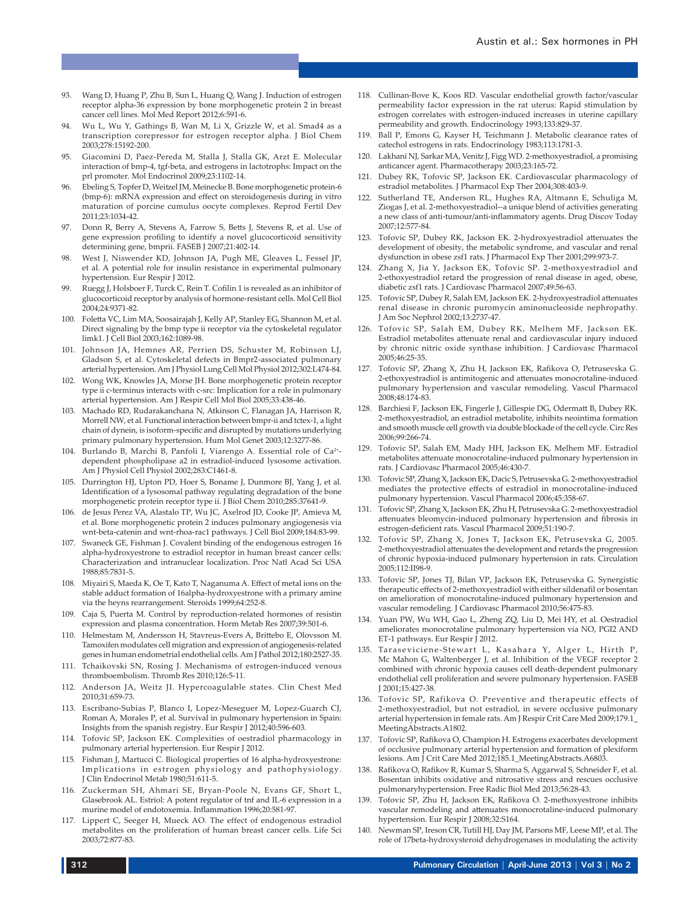93. Wang D, Huang P, Zhu B, Sun L, Huang Q, Wang J. Induction of estrogen receptor alpha-36 expression by bone morphogenetic protein 2 in breast cancer cell lines. Mol Med Report 2012;6:591-6.
94. Wu L, Wu Y, Gathings B, Wan M, Li X, Grizzle W, et al. Smad4 as a transcription corepressor for estrogen receptor alpha. J Biol Chem 2003;278:15192-200.
95. Giacomini D, Paez-Pereda M, Stalla J, Stalla GK, Arzt E. Molecular interaction of bmp-4, tgf-beta, and estrogens in lactotrophs: Impact on the prl promoter. Mol Endocrinol 2009;23:1102-14.
96. Ebeling S, Topfer D, Weitzel JM, Meinecke B. Bone morphogenetic protein-6 (bmp-6): mRNA expression and effect on steroidogenesis during in vitro maturation of porcine cumulus oocyte complexes. Reprod Fertil Dev 2011;23:1034-42.
97. Donn R, Berry A, Stevens A, Farrow S, Betts J, Stevens R, et al. Use of gene expression profiling to identify a novel glucocorticoid sensitivity determining gene, bmprii. FASEB J 2007;21:402-14.
98. West J, Niswender KD, Johnson JA, Pugh ME, Gleaves L, Fessel JP, et al. A potential role for insulin resistance in experimental pulmonary hypertension. Eur Respir J 2012.
99. Ruegg J, Holsboer F, Turck C, Rein T. Cofilin 1 is revealed as an inhibitor of glucocorticoid receptor by analysis of hormone-resistant cells. Mol Cell Biol 2004;24:9371-82.
100. Foletta VC, Lim MA, Soosairajah J, Kelly AP, Stanley EG, Shannon M, et al. Direct signaling by the bmp type ii receptor via the cytoskeletal regulator limk1. J Cell Biol 2003;162:1089-98.
101. Johnson JA, Hemnes AR, Perrien DS, Schuster M, Robinson LJ, Gladson S, et al. Cytoskeletal defects in Bmpr2-associated pulmonary arterial hypertension. Am J Physiol Lung Cell Mol Physiol 2012;302:L474-84.
102. Wong WK, Knowles JA, Morse JH. Bone morphogenetic protein receptor type ii c-terminus interacts with c-src: Implication for a role in pulmonary arterial hypertension. Am J Respir Cell Mol Biol 2005;33:438-46.
103. Machado RD, Rudarakanchana N, Atkinson C, Flanagan JA, Harrison R, Morrell NW, et al. Functional interaction between bmpr-ii and tctex-1, a light chain of dynein, is isoform-specific and disrupted by mutations underlying primary pulmonary hypertension. Hum Mol Genet 2003;12:3277-86.
104. Burlando B, Marchi B, Panfoli I, Viarengo A. Essential role of $Ca^{2+}$-dependent phospholipase a2 in estradiol-induced lysosome activation. Am J Physiol Cell Physiol 2002;283:C1461-8.
105. Durrington HJ, Upton PD, Hoer S, Boname J, Dunmore BJ, Yang J, et al. Identification of a lysosomal pathway regulating degradation of the bone morphogenetic protein receptor type ii. J Biol Chem 2010;285:37641-9.
106. de Jesus Perez VA, Alastalo TP, Wu JC, Axelrod JD, Cooke JP, Amieva M, et al. Bone morphogenetic protein 2 induces pulmonary angiogenesis via wnt-beta-catenin and wnt-rhoa-rac1 pathways. J Cell Biol 2009;184:83-99.
107. Swaneck GE, Fishman J. Covalent binding of the endogenous estrogen 16 alpha-hydroxyestrone to estradiol receptor in human breast cancer cells: Characterization and intranuclear localization. Proc Natl Acad Sci USA 1988;85:7831-5.
108. Miyairi S, Maeda K, Oe T, Kato T, Naganuma A. Effect of metal ions on the stable adduct formation of 16alpha-hydroxyestrone with a primary amine via the heyns rearrangement. Steroids 1999;64:252-8.
109. Caja S, Puerta M. Control by reproduction-related hormones of resistin expression and plasma concentration. Horm Metab Res 2007;39:501-6.
110. Helmestam M, Andersson H, Stavreus-Evers A, Brittebo E, Olovsson M. Tamoxifen modulates cell migration and expression of angiogenesis-related genes in human endometrial endothelial cells. Am J Pathol 2012;180:2527-35.
111. Tchaikovski SN, Rosing J. Mechanisms of estrogen-induced venous thromboembolism. Thromb Res 2010;126:5-11.
112. Anderson JA, Weitz JI. Hypercoagulable states. Clin Chest Med 2010;31:659-73.
113. Escribano-Subias P, Blanco I, Lopez-Meseguer M, Lopez-Guarch CJ, Roman A, Morales P, et al. Survival in pulmonary hypertension in Spain: Insights from the spanish registry. Eur Respir J 2012;40:596-603.
114. Tofovic SP, Jackson EK. Complexities of oestradiol pharmacology in pulmonary arterial hypertension. Eur Respir J 2012.
115. Fishman J, Martucci C. Biological properties of 16 alpha-hydroxyestrone: Implications in estrogen physiology and pathophysiology. J Clin Endocrinol Metab 1980;51:611-5.
116. Zuckerman SH, Ahmari SE, Bryan-Poole N, Evans GF, Short L, Glasebrook AL. Estriol: A potent regulator of tnf and IL-6 expression in a murine model of endotoxemia. Inflammation 1996;20:581-97.
117. Lippert C, Seeger H, Mueck AO. The effect of endogenous estradiol metabolites on the proliferation of human breast cancer cells. Life Sci 2003;72:877-83.
118. Cullinan-Bove K, Koos RD. Vascular endothelial growth factor/vascular permeability factor expression in the rat uterus: Rapid stimulation by estrogen correlates with estrogen-induced increases in uterine capillary permeability and growth. Endocrinology 1993;133:829-37.
119. Ball P, Emons G, Kayser H, Teichmann J. Metabolic clearance rates of catechol estrogens in rats. Endocrinology 1983;113:1781-3.
120. Lakhani NJ, Sarkar MA, Venitz J, Figg WD. 2-methoxyestradiol, a promising anticancer agent. Pharmacotherapy 2003;23:165-72.
121. Dubey RK, Tofovic SP, Jackson EK. Cardiovascular pharmacology of estradiol metabolites. J Pharmacol Exp Ther 2004;308:403-9.
122. Sutherland TE, Anderson RL, Hughes RA, Altmann E, Schuliga M, Ziogas J, et al. 2-methoxyestradiol--a unique blend of activities generating a new class of anti-tumour/anti-inflammatory agents. Drug Discov Today 2007;12:577-84.
123. Tofovic SP, Dubey RK, Jackson EK. 2-hydroxyestradiol attenuates the development of obesity, the metabolic syndrome, and vascular and renal dysfunction in obese zsf1 rats. J Pharmacol Exp Ther 2001;299:973-7.
124. Zhang X, Jia Y, Jackson EK, Tofovic SP. 2-methoxyestradiol and 2-ethoxyestradiol retard the progression of renal disease in aged, obese, diabetic zsf1 rats. J Cardiovasc Pharmacol 2007;49:56-63.
125. Tofovic SP, Dubey R, Salah EM, Jackson EK. 2-hydroxyestradiol attenuates renal disease in chronic puromycin aminonucleoside nephropathy. J Am Soc Nephrol 2002;13:2737-47.
126. Tofovic SP, Salah EM, Dubey RK, Melhem MF, Jackson EK. Estradiol metabolites attenuate renal and cardiovascular injury induced by chronic nitric oxide synthase inhibition. J Cardiovasc Pharmacol 2005;46:25-35.
127. Tofovic SP, Zhang X, Zhu H, Jackson EK, Rafikova O, Petrusevska G. 2-ethoxyestradiol is antimitogenic and attenuates monocrotaline-induced pulmonary hypertension and vascular remodeling. Vascul Pharmacol 2008;48:174-83.
128. Barchiesi F, Jackson EK, Fingerle J, Gillespie DG, Odermatt B, Dubey RK. 2-methoxyestradiol, an estradiol metabolite, inhibits neointima formation and smooth muscle cell growth via double blockade of the cell cycle. Circ Res 2006;99:266-74.
129. Tofovic SP, Salah EM, Mady HH, Jackson EK, Melhem MF. Estradiol metabolites attenuate monocrotaline-induced pulmonary hypertension in rats. J Cardiovasc Pharmacol 2005;46:430-7.
130. Tofovic SP, Zhang X, Jackson EK, Dacic S, Petrusevska G. 2-methoxyestradiol mediates the protective effects of estradiol in monocrotaline-induced pulmonary hypertension. Vascul Pharmacol 2006;45:358-67.
131. Tofovic SP, Zhang X, Jackson EK, Zhu H, Petrusevska G. 2-methoxyestradiol attenuates bleomycin-induced pulmonary hypertension and fibrosis in estrogen-deficient rats. Vascul Pharmacol 2009;51:190-7.
132. Tofovic SP, Zhang X, Jones T, Jackson EK, Petrusevska G, 2005. 2-methoxyestradiol attenuates the development and retards the progression of chronic hypoxia-induced pulmonary hypertension in rats. Circulation 2005;112:II98-9.
133. Tofovic SP, Jones TJ, Bilan VP, Jackson EK, Petrusevska G. Synergistic therapeutic effects of 2-methoxyestradiol with either sildenafil or bosentan on amelioration of monocrotaline-induced pulmonary hypertension and vascular remodeling. J Cardiovasc Pharmacol 2010;56:475-83.
134. Yuan PW, Wu WH, Gao L, Zheng ZQ, Liu D, Mei HY, et al. Oestradiol ameliorates monocrotaline pulmonary hypertension via NO, PGI2 AND ET-1 pathways. Eur Respir J 2012.
135. Taraseviciene-Stewart L, Kasahara Y, Alger L, Hirth P, Mc Mahon G, Waltenberger J, et al. Inhibition of the VEGF receptor 2 combined with chronic hypoxia causes cell death-dependent pulmonary endothelial cell proliferation and severe pulmonary hypertension. FASEB J 2001;15:427-38.
136. Tofovic SP, Rafikova O. Preventive and therapeutic effects of 2-methoxyestradiol, but not estradiol, in severe occlusive pulmonary arterial hypertension in female rats. Am J Respir Crit Care Med 2009;179.1_MeetingAbstracts.A1802.
137. Tofovic SP, Rafikova O, Champion H. Estrogens exacerbates development of occlusive pulmonary arterial hypertension and formation of plexiform lesions. Am J Crit Care Med 2012;185.1_MeetingAbstracts.A6803.
138. Rafikova O, Rafikov R, Kumar S, Sharma S, Aggarwal S, Schneider F, et al. Bosentan inhibits oxidative and nitrosative stress and rescues occlusive pulmonaryhypertension. Free Radic Biol Med 2013;56:28-43.
139. Tofovic SP, Zhu H, Jackson EK, Rafikova O. 2-methoxyestrone inhibits vascular remodeling and attenuates monocrotaline-induced pulmonary hypertension. Eur Respir J 2008;32:S164.
140. Newman SP, Ireson CR, Tutill HJ, Day JM, Parsons MF, Leese MP, et al. The role of 17beta-hydroxysteroid dehydrogenases in modulating the activity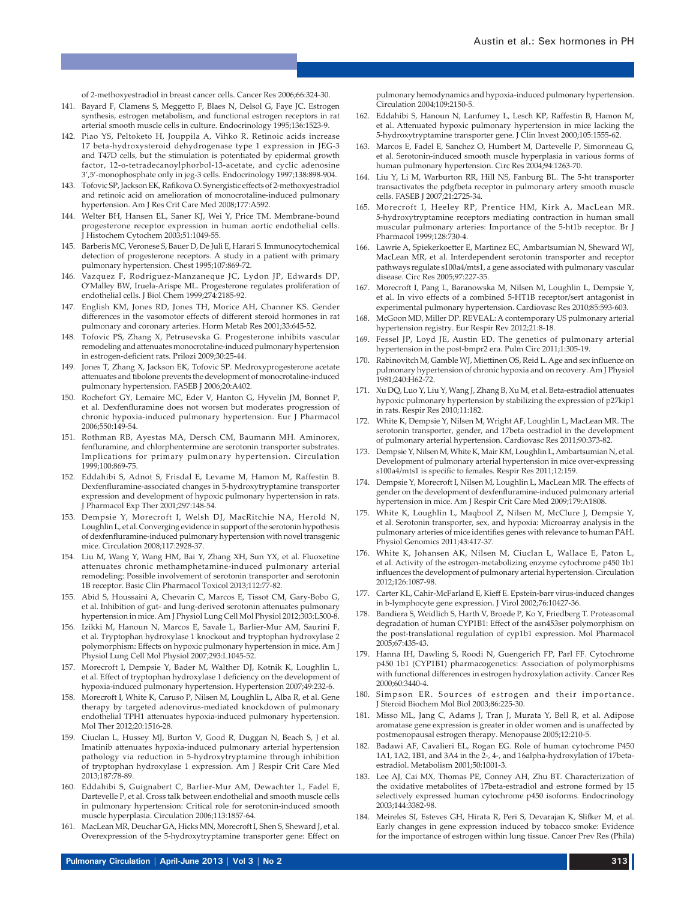of 2-methoxyestradiol in breast cancer cells. Cancer Res 2006;66:324-30.

141. Bayard F, Clamens S, Meggetto F, Blaes N, Delsol G, Faye JC. Estrogen synthesis, estrogen metabolism, and functional estrogen receptors in rat arterial smooth muscle cells in culture. Endocrinology 1995;136:1523-9.
142. Piao YS, Peltoketo H, Jouppila A, Vihko R. Retinoic acids increase 17 beta-hydroxysteroid dehydrogenase type 1 expression in JEG-3 and T47D cells, but the stimulation is potentiated by epidermal growth factor, 12-o-tetradecanoylphorbol-13-acetate, and cyclic adenosine 3',5'-monophosphate only in jeg-3 cells. Endocrinology 1997;138:898-904.
143. Tofovic SP, Jackson EK, Rafikova O. Synergistic effects of 2-methoxyestradiol and retinoic acid on amelioration of monocrotaline-induced pulmonary hypertension. Am J Res Crit Care Med 2008;177:A592.
144. Welter BH, Hansen EL, Saner KJ, Wei Y, Price TM. Membrane-bound progesterone receptor expression in human aortic endothelial cells. J Histochem Cytochem 2003;51:1049-55.
145. Barberis MC, Veronese S, Bauer D, De Juli E, Harari S. Immunocytochemical detection of progesterone receptors. A study in a patient with primary pulmonary hypertension. Chest 1995;107:869-72.
146. Vazquez F, Rodriguez-Manzaneque JC, Lydon JP, Edwards DP, O'Malley BW, Iruela-Arispe ML. Progesterone regulates proliferation of endothelial cells. J Biol Chem 1999;274:2185-92.
147. English KM, Jones RD, Jones TH, Morice AH, Channer KS. Gender differences in the vasomotor effects of different steroid hormones in rat pulmonary and coronary arteries. Horm Metab Res 2001;33:645-52.
148. Tofovic PS, Zhang X, Petrusevska G. Progesterone inhibits vascular remodeling and attenuates monocrotaline-induced pulmonary hypertension in estrogen-deficient rats. Prilozi 2009;30:25-44.
149. Jones T, Zhang X, Jackson EK, Tofovic SP. Medroxyprogesterone acetate attenuates and tibolone prevents the development of monocrotaline-induced pulmonary hypertension. FASEB J 2006;20:A402.
150. Rochefort GY, Lemaire MC, Eder V, Hanton G, Hyvelin JM, Bonnet P, et al. Dexfenfluramine does not worsen but moderates progression of chronic hypoxia-induced pulmonary hypertension. Eur J Pharmacol 2006;550:149-54.
151. Rothman RB, Ayestas MA, Dersch CM, Baumann MH. Aminorex, fenfluramine, and chlorphentermine are serotonin transporter substrates. Implications for primary pulmonary hypertension. Circulation 1999;100:869-75.
152. Eddahibi S, Adnot S, Frisdal E, Levame M, Hamon M, Raffestin B. Dexfenfluramine-associated changes in 5-hydroxytryptamine transporter expression and development of hypoxic pulmonary hypertension in rats. J Pharmacol Exp Ther 2001;297:148-54.
153. Dempsie Y, Morecroft I, Welsh DJ, MacRitchie NA, Herold N, Loughlin L, et al. Converging evidence in support of the serotonin hypothesis of dexfenfluramine-induced pulmonary hypertension with novel transgenic mice. Circulation 2008;117:2928-37.
154. Liu M, Wang Y, Wang HM, Bai Y, Zhang XH, Sun YX, et al. Fluoxetine attenuates chronic methamphetamine-induced pulmonary arterial remodeling: Possible involvement of serotonin transporter and serotonin 1B receptor. Basic Clin Pharmacol Toxicol 2013;112:77-82.
155. Abid S, Houssaini A, Chevarin C, Marcos E, Tissot CM, Gary-Bobo G, et al. Inhibition of gut- and lung-derived serotonin attenuates pulmonary hypertension in mice. Am J Physiol Lung Cell Mol Physiol 2012;303:L500-8.
156. Izikki M, Hanoun N, Marcos E, Savale L, Barlier-Mur AM, Saurini F, et al. Tryptophan hydroxylase 1 knockout and tryptophan hydroxylase 2 polymorphism: Effects on hypoxic pulmonary hypertension in mice. Am J Physiol Lung Cell Mol Physiol 2007;293:L1045-52.
157. Morecroft I, Dempsie Y, Bader M, Walther DJ, Kotnik K, Loughlin L, et al. Effect of tryptophan hydroxylase 1 deficiency on the development of hypoxia-induced pulmonary hypertension. Hypertension 2007;49:232-6.
158. Morecroft I, White K, Caruso P, Nilsen M, Loughlin L, Alba R, et al. Gene therapy by targeted adenovirus-mediated knockdown of pulmonary endothelial TPH1 attenuates hypoxia-induced pulmonary hypertension. Mol Ther 2012;20:1516-28.
159. Ciuclan L, Hussey MJ, Burton V, Good R, Duggan N, Beach S, J et al. Imatinib attenuates hypoxia-induced pulmonary arterial hypertension pathology via reduction in 5-hydroxytryptamine through inhibition of tryptophan hydroxylase 1 expression. Am J Respir Crit Care Med 2013;187:78-89.
160. Eddahibi S, Guignabert C, Barlier-Mur AM, Dewachter L, Fadel E, Dartevelle P, et al. Cross talk between endothelial and smooth muscle cells in pulmonary hypertension: Critical role for serotonin-induced smooth muscle hyperplasia. Circulation 2006;113:1857-64.
161. MacLean MR, Deuchar GA, Hicks MN, Morecroft I, Shen S, Sheward J, et al. Overexpression of the 5-hydroxytryptamine transporter gene: Effect on pulmonary hemodynamics and hypoxia-induced pulmonary hypertension. Circulation 2004;109:2150-5.
162. Eddahibi S, Hanoun N, Lanfumey L, Lesch KP, Raffestin B, Hamon M, et al. Attenuated hypoxic pulmonary hypertension in mice lacking the 5-hydroxytryptamine transporter gene. J Clin Invest 2000;105:1555-62.
163. Marcos E, Fadel E, Sanchez O, Humbert M, Dartevelle P, Simonneau G, et al. Serotonin-induced smooth muscle hyperplasia in various forms of human pulmonary hypertension. Circ Res 2004;94:1263-70.
164. Liu Y, Li M, Warburton RR, Hill NS, Fanburg BL. The 5-ht transporter transactivates the pdgfbeta receptor in pulmonary artery smooth muscle cells. FASEB J 2007;21:2725-34.
165. Morecroft I, Heeley RP, Prentice HM, Kirk A, MacLean MR. 5-hydroxytryptamine receptors mediating contraction in human small muscular pulmonary arteries: Importance of the 5-ht1b receptor. Br J Pharmacol 1999;128:730-4.
166. Lawrie A, Spiekerkoetter E, Martinez EC, Ambartsumian N, Sheward WJ, MacLean MR, et al. Interdependent serotonin transporter and receptor pathways regulate s100a4/mts1, a gene associated with pulmonary vascular disease. Circ Res 2005;97:227-35.
167. Morecroft I, Pang L, Baranowska M, Nilsen M, Loughlin L, Dempsie Y, et al. In vivo effects of a combined 5-HT1B receptor/sert antagonist in experimental pulmonary hypertension. Cardiovasc Res 2010;85:593-603.
168. McGoon MD, Miller DP. REVEAL: A contemporary US pulmonary arterial hypertension registry. Eur Respir Rev 2012;21:8-18.
169. Fessel JP, Loyd JE, Austin ED. The genetics of pulmonary arterial hypertension in the post-bmpr2 era. Pulm Circ 2011;1:305-19.
170. Rabinovitch M, Gamble WJ, Miettinen OS, Reid L. Age and sex influence on pulmonary hypertension of chronic hypoxia and on recovery. Am J Physiol 1981;240:H62-72.
171. Xu DQ, Luo Y, Liu Y, Wang J, Zhang B, Xu M, et al. Beta-estradiol attenuates hypoxic pulmonary hypertension by stabilizing the expression of p27kip1 in rats. Respir Res 2010;11:182.
172. White K, Dempsie Y, Nilsen M, Wright AF, Loughlin L, MacLean MR. The serotonin transporter, gender, and 17beta oestradiol in the development of pulmonary arterial hypertension. Cardiovasc Res 2011;90:373-82.
173. Dempsie Y, Nilsen M, White K, Mair KM, Loughlin L, Ambartsumian N, et al. Development of pulmonary arterial hypertension in mice over-expressing s100a4/mts1 is specific to females. Respir Res 2011;12:159.
174. Dempsie Y, Morecroft I, Nilsen M, Loughlin L, MacLean MR. The effects of gender on the development of dexfenfluramine-induced pulmonary arterial hypertension in mice. Am J Respir Crit Care Med 2009;179:A1808.
175. White K, Loughlin L, Maqbool Z, Nilsen M, McClure J, Dempsie Y, et al. Serotonin transporter, sex, and hypoxia: Microarray analysis in the pulmonary arteries of mice identifies genes with relevance to human PAH. Physiol Genomics 2011;43:417-37.
176. White K, Johansen AK, Nilsen M, Ciuclan L, Wallace E, Paton L, et al. Activity of the estrogen-metabolizing enzyme cytochrome p450 1b1 influences the development of pulmonary arterial hypertension. Circulation 2012;126:1087-98.
177. Carter KL, Cahir-McFarland E, Kieff E. Epstein-barr virus-induced changes in b-lymphocyte gene expression. J Virol 2002;76:10427-36.
178. Bandiera S, Weidlich S, Harth V, Broede P, Ko Y, Friedberg T. Proteasomal degradation of human CYP1B1: Effect of the asn453ser polymorphism on the post-translational regulation of cyp1b1 expression. Mol Pharmacol 2005;67:435-43.
179. Hanna IH, Dawling S, Roodi N, Guengerich FP, Parl FF. Cytochrome p450 1b1 (CYP1B1) pharmacogenetics: Association of polymorphisms with functional differences in estrogen hydroxylation activity. Cancer Res 2000;60:3440-4.
180. Simpson ER. Sources of estrogen and their importance. J Steroid Biochem Mol Biol 2003;86:225-30.
181. Misso ML, Jang C, Adams J, Tran J, Murata Y, Bell R, et al. Adipose aromatase gene expression is greater in older women and is unaffected by postmenopausal estrogen therapy. Menopause 2005;12:210-5.
182. Badawi AF, Cavalieri EL, Rogan EG. Role of human cytochrome P450 1A1, 1A2, 1B1, and 3A4 in the 2-, 4-, and 16alpha-hydroxylation of 17beta-estradiol. Metabolism 2001;50:1001-3.
183. Lee AJ, Cai MX, Thomas PE, Conney AH, Zhu BT. Characterization of the oxidative metabolites of 17beta-estradiol and estrone formed by 15 selectively expressed human cytochrome p450 isoforms. Endocrinology 2003;144:3382-98.
184. Meireles SI, Esteves GH, Hirata R, Peri S, Devarajan K, Slifker M, et al. Early changes in gene expression induced by tobacco smoke: Evidence for the importance of estrogen within lung tissue. Cancer Prev Res (Phila)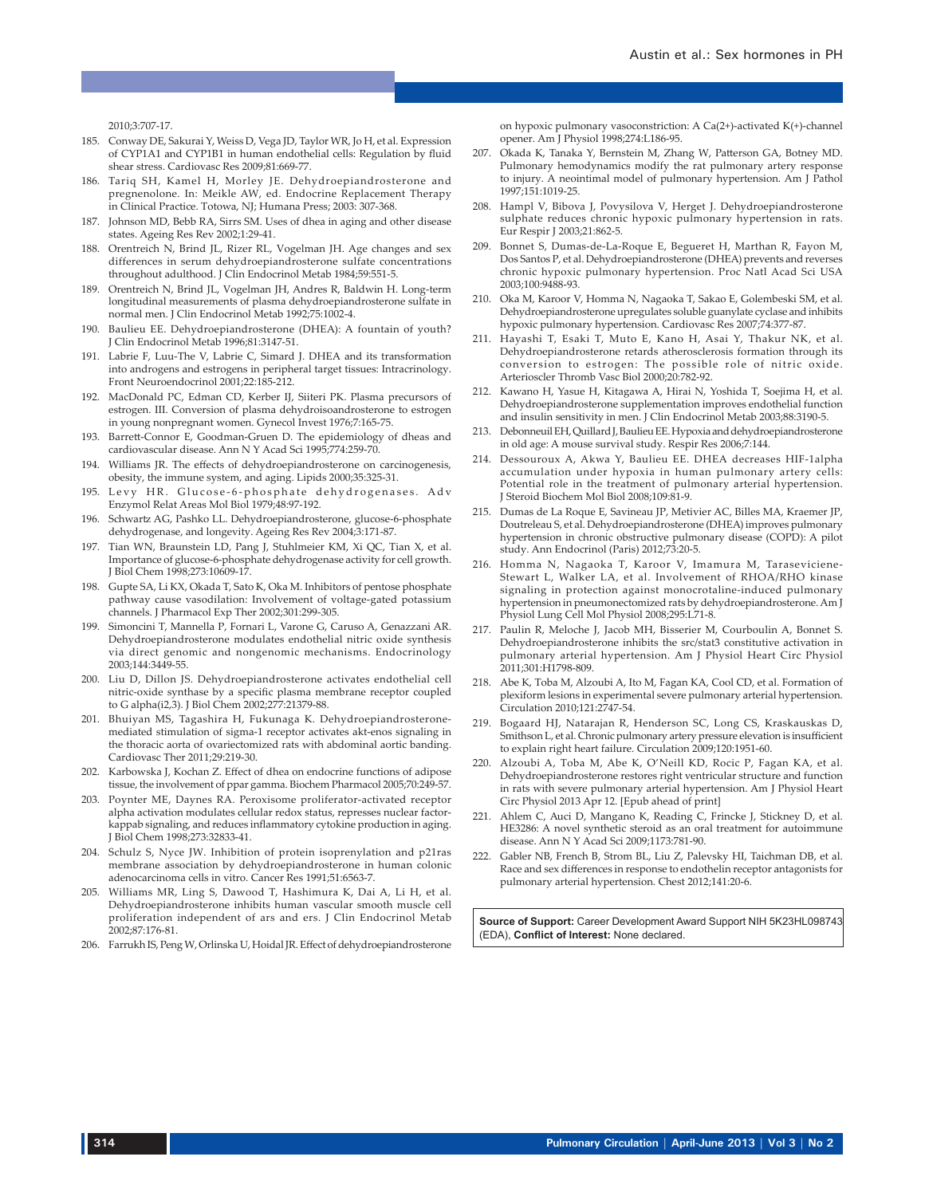2010;3:707-17.

185. Conway DE, Sakurai Y, Weiss D, Vega JD, Taylor WR, Jo H, et al. Expression of CYP1A1 and CYP1B1 in human endothelial cells: Regulation by fluid shear stress. Cardiovasc Res 2009;81:669-77.
186. Tariq SH, Kamel H, Morley JE. Dehydroepiandrosterone and pregnenolone. In: Meikle AW, ed. Endocrine Replacement Therapy in Clinical Practice. Totowa, NJ; Humana Press; 2003: 307-368.
187. Johnson MD, Bebb RA, Sirrs SM. Uses of dhea in aging and other disease states. Ageing Res Rev 2002;1:29-41.
188. Orentreich N, Brind JL, Rizer RL, Vogelman JH. Age changes and sex differences in serum dehydroepiandrosterone sulfate concentrations throughout adulthood. J Clin Endocrinol Metab 1984;59:551-5.
189. Orentreich N, Brind JL, Vogelman JH, Andres R, Baldwin H. Long-term longitudinal measurements of plasma dehydroepiandrosterone sulfate in normal men. J Clin Endocrinol Metab 1992;75:1002-4.
190. Baulieu EE. Dehydroepiandrosterone (DHEA): A fountain of youth? J Clin Endocrinol Metab 1996;81:3147-51.
191. Labrie F, Luu-The V, Labrie C, Simard J. DHEA and its transformation into androgens and estrogens in peripheral target tissues: Intracrinology. Front Neuroendocrinol 2001;22:185-212.
192. MacDonald PC, Edman CD, Kerber IJ, Siiteri PK. Plasma precursors of estrogen. III. Conversion of plasma dehydroisoandrosterone to estrogen in young nonpregnant women. Gynecol Invest 1976;7:165-75.
193. Barrett-Connor E, Goodman-Gruen D. The epidemiology of dheas and cardiovascular disease. Ann N Y Acad Sci 1995;774:259-70.
194. Williams JR. The effects of dehydroepiandrosterone on carcinogenesis, obesity, the immune system, and aging. Lipids 2000;35:325-31.
195. Levy HR. Glucose-6-phosphate dehydrogenases. Adv Enzymol Relat Areas Mol Biol 1979;48:97-192.
196. Schwartz AG, Pashko LL. Dehydroepiandrosterone, glucose-6-phosphate dehydrogenase, and longevity. Ageing Res Rev 2004;3:171-87.
197. Tian WN, Braunstein LD, Pang J, Stuhlmeier KM, Xi QC, Tian X, et al. Importance of glucose-6-phosphate dehydrogenase activity for cell growth. J Biol Chem 1998;273:10609-17.
198. Gupte SA, Li KX, Okada T, Sato K, Oka M. Inhibitors of pentose phosphate pathway cause vasodilation: Involvement of voltage-gated potassium channels. J Pharmacol Exp Ther 2002;301:299-305.
199. Simoncini T, Mannella P, Fornari L, Varone G, Caruso A, Genazzani AR. Dehydroepiandrosterone modulates endothelial nitric oxide synthesis via direct genomic and nongenomic mechanisms. Endocrinology 2003;144:3449-55.
200. Liu D, Dillon JS. Dehydroepiandrosterone activates endothelial cell nitric-oxide synthase by a specific plasma membrane receptor coupled to G alpha(i2,3). J Biol Chem 2002;277:21379-88.
201. Bhuiyan MS, Tagashira H, Fukunaga K. Dehydroepiandrosterone-mediated stimulation of sigma-1 receptor activates akt-enos signaling in the thoracic aorta of ovariectomized rats with abdominal aortic banding. Cardiovasc Ther 2011;29:219-30.
202. Karbowska J, Kochan Z. Effect of dhea on endocrine functions of adipose tissue, the involvement of ppar gamma. Biochem Pharmacol 2005;70:249-57.
203. Poynter ME, Daynes RA. Peroxisome proliferator-activated receptor alpha activation modulates cellular redox status, represses nuclear factor-kappab signaling, and reduces inflammatory cytokine production in aging. J Biol Chem 1998;273:32833-41.
204. Schulz S, Nyce JW. Inhibition of protein isoprenylation and p21ras membrane association by dehydroepiandrosterone in human colonic adenocarcinoma cells in vitro. Cancer Res 1991;51:6563-7.
205. Williams MR, Ling S, Dawood T, Hashimura K, Dai A, Li H, et al. Dehydroepiandrosterone inhibits human vascular smooth muscle cell proliferation independent of ars and ers. J Clin Endocrinol Metab 2002;87:176-81.
206. Farrukh IS, Peng W, Orlinska U, Hoidal JR. Effect of dehydroepiandrosterone on hypoxic pulmonary vasoconstriction: A Ca(2+)-activated K(+)-channel opener. Am J Physiol 1998;274:L186-95.
207. Okada K, Tanaka Y, Bernstein M, Zhang W, Patterson GA, Botney MD. Pulmonary hemodynamics modify the rat pulmonary artery response to injury. A neointimal model of pulmonary hypertension. Am J Pathol 1997;151:1019-25.
208. Hampl V, Bibova J, Povysilova V, Herget J. Dehydroepiandrosterone sulphate reduces chronic hypoxic pulmonary hypertension in rats. Eur Respir J 2003;21:862-5.
209. Bonnet S, Dumas-de-La-Roque E, Begueret H, Marthan R, Fayon M, Dos Santos P, et al. Dehydroepiandrosterone (DHEA) prevents and reverses chronic hypoxic pulmonary hypertension. Proc Natl Acad Sci USA 2003;100:9488-93.
210. Oka M, Karoor V, Homma N, Nagaoka T, Sakao E, Golembeski SM, et al. Dehydroepiandrosterone upregulates soluble guanylate cyclase and inhibits hypoxic pulmonary hypertension. Cardiovasc Res 2007;74:377-87.
211. Hayashi T, Esaki T, Muto E, Kano H, Asai Y, Thakur NK, et al. Dehydroepiandrosterone retards atherosclerosis formation through its conversion to estrogen: The possible role of nitric oxide. Arterioscler Thromb Vasc Biol 2000;20:782-92.
212. Kawano H, Yasue H, Kitagawa A, Hirai N, Yoshida T, Soejima H, et al. Dehydroepiandrosterone supplementation improves endothelial function and insulin sensitivity in men. J Clin Endocrinol Metab 2003;88:3190-5.
213. Debonneuil EH, Quillard J, Baulieu EE. Hypoxia and dehydroepiandrosterone in old age: A mouse survival study. Respir Res 2006;7:144.
214. Dessouroux A, Akwa Y, Baulieu EE. DHEA decreases HIF-1alpha accumulation under hypoxia in human pulmonary artery cells: Potential role in the treatment of pulmonary arterial hypertension. J Steroid Biochem Mol Biol 2008;109:81-9.
215. Dumas de La Roque E, Savineau JP, Metivier AC, Billes MA, Kraemer JP, Doutreleau S, et al. Dehydroepiandrosterone (DHEA) improves pulmonary hypertension in chronic obstructive pulmonary disease (COPD): A pilot study. Ann Endocrinol (Paris) 2012;73:20-5.
216. Homma N, Nagaoka T, Karoor V, Imamura M, Taraseviciene-Stewart L, Walker LA, et al. Involvement of RHOA/RHO kinase signaling in protection against monocrotaline-induced pulmonary hypertension in pneumonectomized rats by dehydroepiandrosterone. Am J Physiol Lung Cell Mol Physiol 2008;295:L71-8.
217. Paulin R, Meloche J, Jacob MH, Bisserier M, Courboulin A, Bonnet S. Dehydroepiandrosterone inhibits the src/stat3 constitutive activation in pulmonary arterial hypertension. Am J Physiol Heart Circ Physiol 2011;301:H1798-809.
218. Abe K, Toba M, Alzoubi A, Ito M, Fagan KA, Cool CD, et al. Formation of plexiform lesions in experimental severe pulmonary arterial hypertension. Circulation 2010;121:2747-54.
219. Bogaard HJ, Natarajan R, Henderson SC, Long CS, Kraskauskas D, Smithson L, et al. Chronic pulmonary artery pressure elevation is insufficient to explain right heart failure. Circulation 2009;120:1951-60.
220. Alzoubi A, Toba M, Abe K, O'Neill KD, Rocic P, Fagan KA, et al. Dehydroepiandrosterone restores right ventricular structure and function in rats with severe pulmonary arterial hypertension. Am J Physiol Heart Circ Physiol 2013 Apr 12. [Epub ahead of print]
221. Ahlem C, Auci D, Mangano K, Reading C, Frincke J, Stickney D, et al. HE3286: A novel synthetic steroid as an oral treatment for autoimmune disease. Ann N Y Acad Sci 2009;1173:781-90.
222. Gabler NB, French B, Strom BL, Liu Z, Palevsky HI, Taichman DB, et al. Race and sex differences in response to endothelin receptor antagonists for pulmonary arterial hypertension. Chest 2012;141:20-6.

**Source of Support:** Career Development Award Support NIH 5K23HL098743 (EDA), **Conflict of Interest:** None declared.